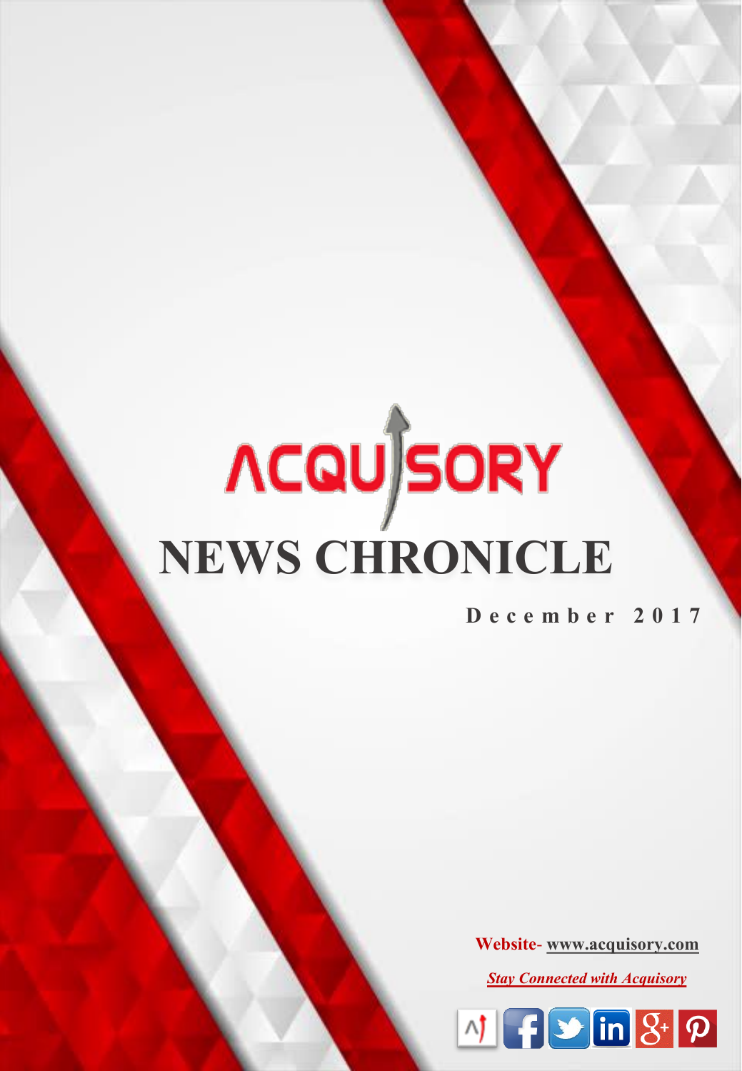# ACQUISORY

# NEWS CHRONICLE

**December 2017**

**Website- www.acquisory.com**

***Stay Connected with Acquisory***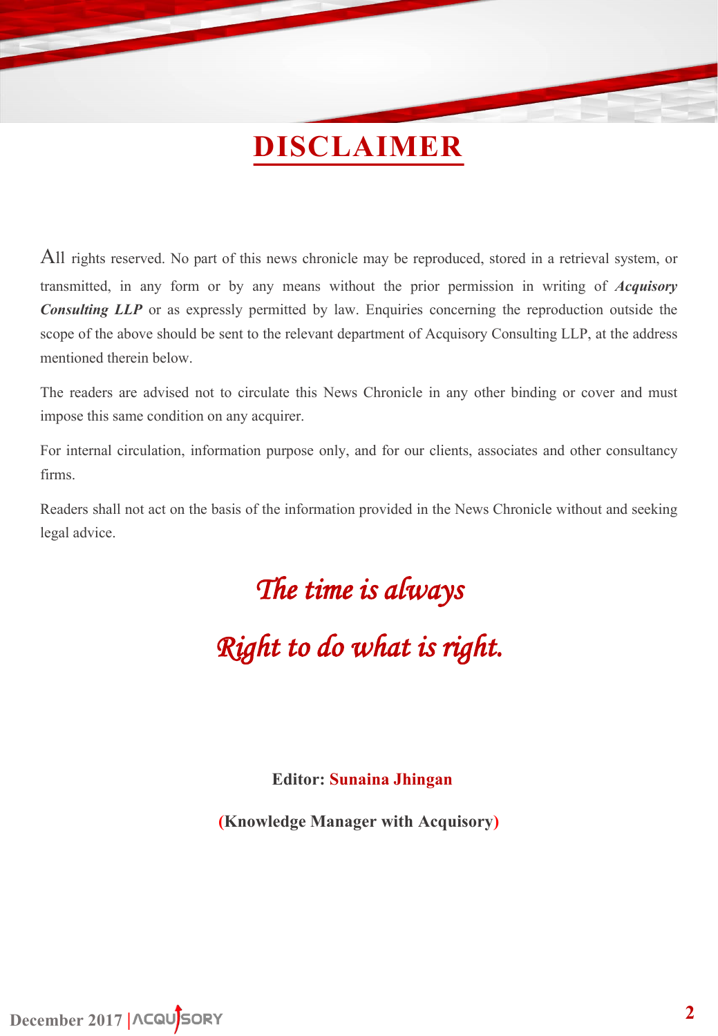# DISCLAIMER

All rights reserved. No part of this news chronicle may be reproduced, stored in a retrieval system, or transmitted, in any form or by any means without the prior permission in writing of ***Acquisory Consulting LLP*** or as expressly permitted by law. Enquiries concerning the reproduction outside the scope of the above should be sent to the relevant department of Acquisory Consulting LLP, at the address mentioned therein below.

The readers are advised not to circulate this News Chronicle in any other binding or cover and must impose this same condition on any acquirer.

For internal circulation, information purpose only, and for our clients, associates and other consultancy firms.

Readers shall not act on the basis of the information provided in the News Chronicle without and seeking legal advice.

*The time is always*

*Right to do what is right.*

**Editor: Sunaina Jhingan**

**(Knowledge Manager with Acquisory)**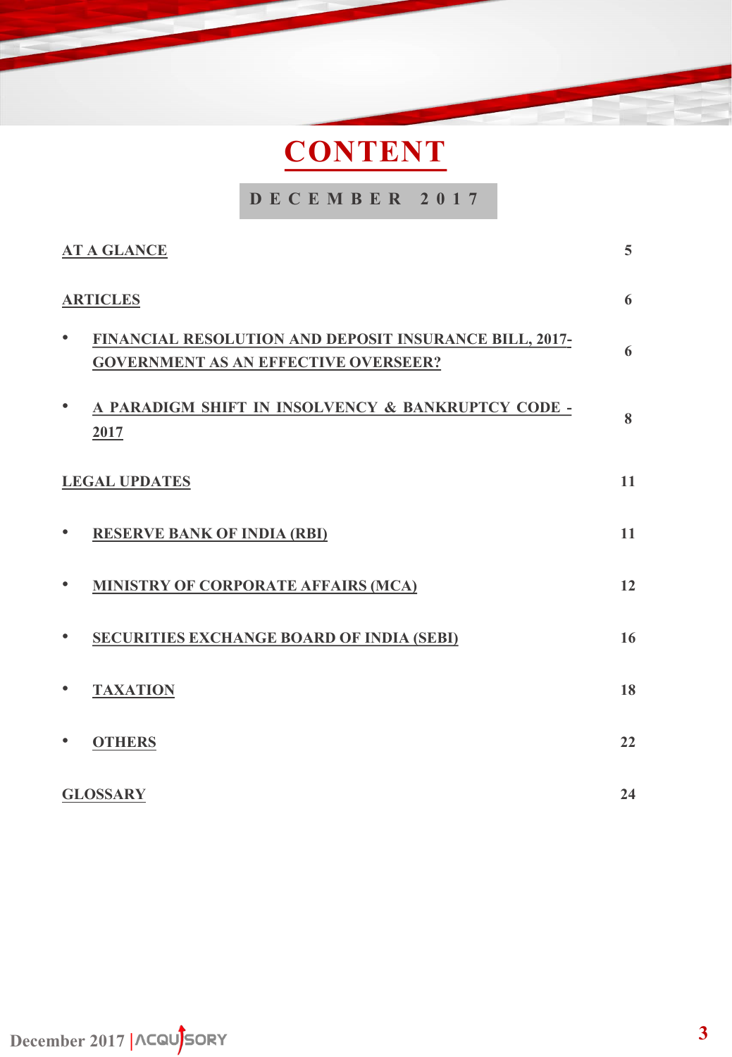# CONTENT

**DECEMBER 2017**

| | |
|---|---|
| **AT A GLANCE** | 5 |
| **ARTICLES** | 6 |
| • **FINANCIAL RESOLUTION AND DEPOSIT INSURANCE BILL, 2017- GOVERNMENT AS AN EFFECTIVE OVERSEER?** | 6 |
| • **A PARADIGM SHIFT IN INSOLVENCY & BANKRUPTCY CODE - 2017** | 8 |
| **LEGAL UPDATES** | 11 |
| • **RESERVE BANK OF INDIA (RBI)** | 11 |
| • **MINISTRY OF CORPORATE AFFAIRS (MCA)** | 12 |
| • **SECURITIES EXCHANGE BOARD OF INDIA (SEBI)** | 16 |
| • **TAXATION** | 18 |
| • **OTHERS** | 22 |
| **GLOSSARY** | 24 |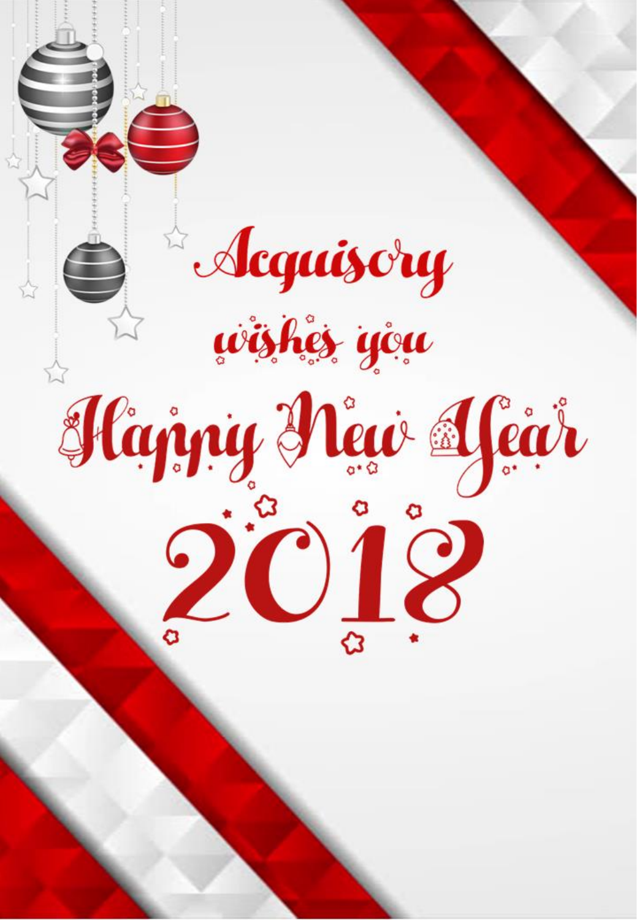Acquisory

wishes you

Happy New Year

2018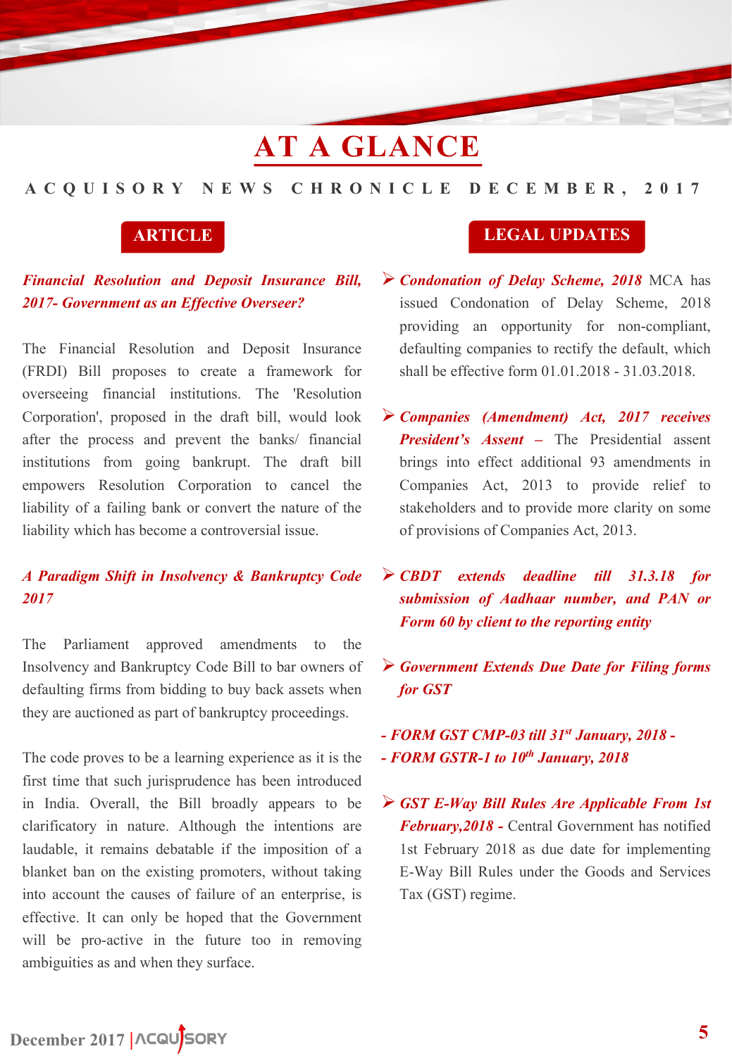# AT A GLANCE

**A C Q U I S O R Y   N E W S   C H R O N I C L E   D E C E M B E R ,   2 0 1 7**

## ARTICLE

***Financial Resolution and Deposit Insurance Bill, 2017- Government as an Effective Overseer?***

The Financial Resolution and Deposit Insurance (FRDI) Bill proposes to create a framework for overseeing financial institutions. The 'Resolution Corporation', proposed in the draft bill, would look after the process and prevent the banks/ financial institutions from going bankrupt. The draft bill empowers Resolution Corporation to cancel the liability of a failing bank or convert the nature of the liability which has become a controversial issue.

***A Paradigm Shift in Insolvency & Bankruptcy Code 2017***

The Parliament approved amendments to the Insolvency and Bankruptcy Code Bill to bar owners of defaulting firms from bidding to buy back assets when they are auctioned as part of bankruptcy proceedings.

The code proves to be a learning experience as it is the first time that such jurisprudence has been introduced in India. Overall, the Bill broadly appears to be clarificatory in nature. Although the intentions are laudable, it remains debatable if the imposition of a blanket ban on the existing promoters, without taking into account the causes of failure of an enterprise, is effective. It can only be hoped that the Government will be pro-active in the future too in removing ambiguities as and when they surface.

## LEGAL UPDATES

- ***Condonation of Delay Scheme, 2018*** MCA has issued Condonation of Delay Scheme, 2018 providing an opportunity for non-compliant, defaulting companies to rectify the default, which shall be effective form 01.01.2018 - 31.03.2018.

- ***Companies (Amendment) Act, 2017 receives President's Assent*** – The Presidential assent brings into effect additional 93 amendments in Companies Act, 2013 to provide relief to stakeholders and to provide more clarity on some of provisions of Companies Act, 2013.

- ***CBDT extends deadline till 31.3.18 for submission of Aadhaar number, and PAN or Form 60 by client to the reporting entity***

- ***Government Extends Due Date for Filing forms for GST***

***- FORM GST CMP-03 till 31st January, 2018 -***
***- FORM GSTR-1 to 10th January, 2018***

- ***GST E-Way Bill Rules Are Applicable From 1st February,2018 -*** Central Government has notified 1st February 2018 as due date for implementing E-Way Bill Rules under the Goods and Services Tax (GST) regime.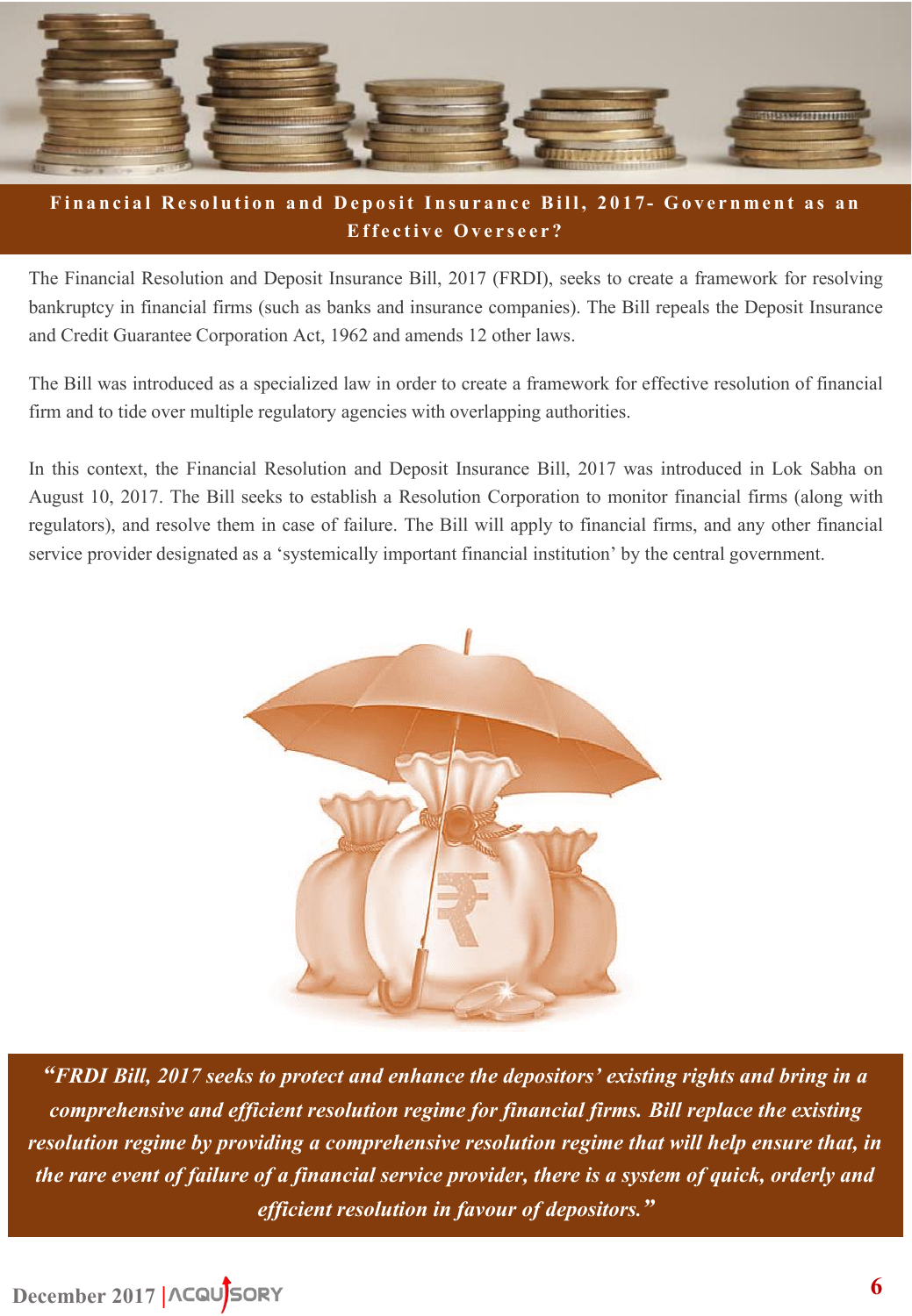## Financial Resolution and Deposit Insurance Bill, 2017- Government as an Effective Overseer?

The Financial Resolution and Deposit Insurance Bill, 2017 (FRDI), seeks to create a framework for resolving bankruptcy in financial firms (such as banks and insurance companies). The Bill repeals the Deposit Insurance and Credit Guarantee Corporation Act, 1962 and amends 12 other laws.

The Bill was introduced as a specialized law in order to create a framework for effective resolution of financial firm and to tide over multiple regulatory agencies with overlapping authorities.

In this context, the Financial Resolution and Deposit Insurance Bill, 2017 was introduced in Lok Sabha on August 10, 2017. The Bill seeks to establish a Resolution Corporation to monitor financial firms (along with regulators), and resolve them in case of failure. The Bill will apply to financial firms, and any other financial service provider designated as a 'systemically important financial institution' by the central government.

> ***"FRDI Bill, 2017 seeks to protect and enhance the depositors' existing rights and bring in a comprehensive and efficient resolution regime for financial firms. Bill replace the existing resolution regime by providing a comprehensive resolution regime that will help ensure that, in the rare event of failure of a financial service provider, there is a system of quick, orderly and efficient resolution in favour of depositors."***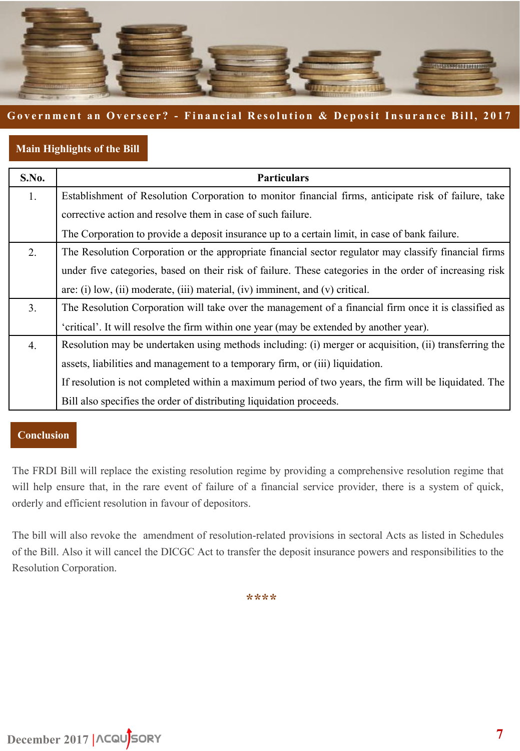## Main Highlights of the Bill

| S.No. | Particulars |
| --- | --- |
| 1. | Establishment of Resolution Corporation to monitor financial firms, anticipate risk of failure, take corrective action and resolve them in case of such failure.<br>The Corporation to provide a deposit insurance up to a certain limit, in case of bank failure. |
| 2. | The Resolution Corporation or the appropriate financial sector regulator may classify financial firms under five categories, based on their risk of failure. These categories in the order of increasing risk are: (i) low, (ii) moderate, (iii) material, (iv) imminent, and (v) critical. |
| 3. | The Resolution Corporation will take over the management of a financial firm once it is classified as 'critical'. It will resolve the firm within one year (may be extended by another year). |
| 4. | Resolution may be undertaken using methods including: (i) merger or acquisition, (ii) transferring the assets, liabilities and management to a temporary firm, or (iii) liquidation.<br>If resolution is not completed within a maximum period of two years, the firm will be liquidated. The Bill also specifies the order of distributing liquidation proceeds. |

## Conclusion

The FRDI Bill will replace the existing resolution regime by providing a comprehensive resolution regime that will help ensure that, in the rare event of failure of a financial service provider, there is a system of quick, orderly and efficient resolution in favour of depositors.

The bill will also revoke the amendment of resolution-related provisions in sectoral Acts as listed in Schedules of the Bill. Also it will cancel the DICGC Act to transfer the deposit insurance powers and responsibilities to the Resolution Corporation.

****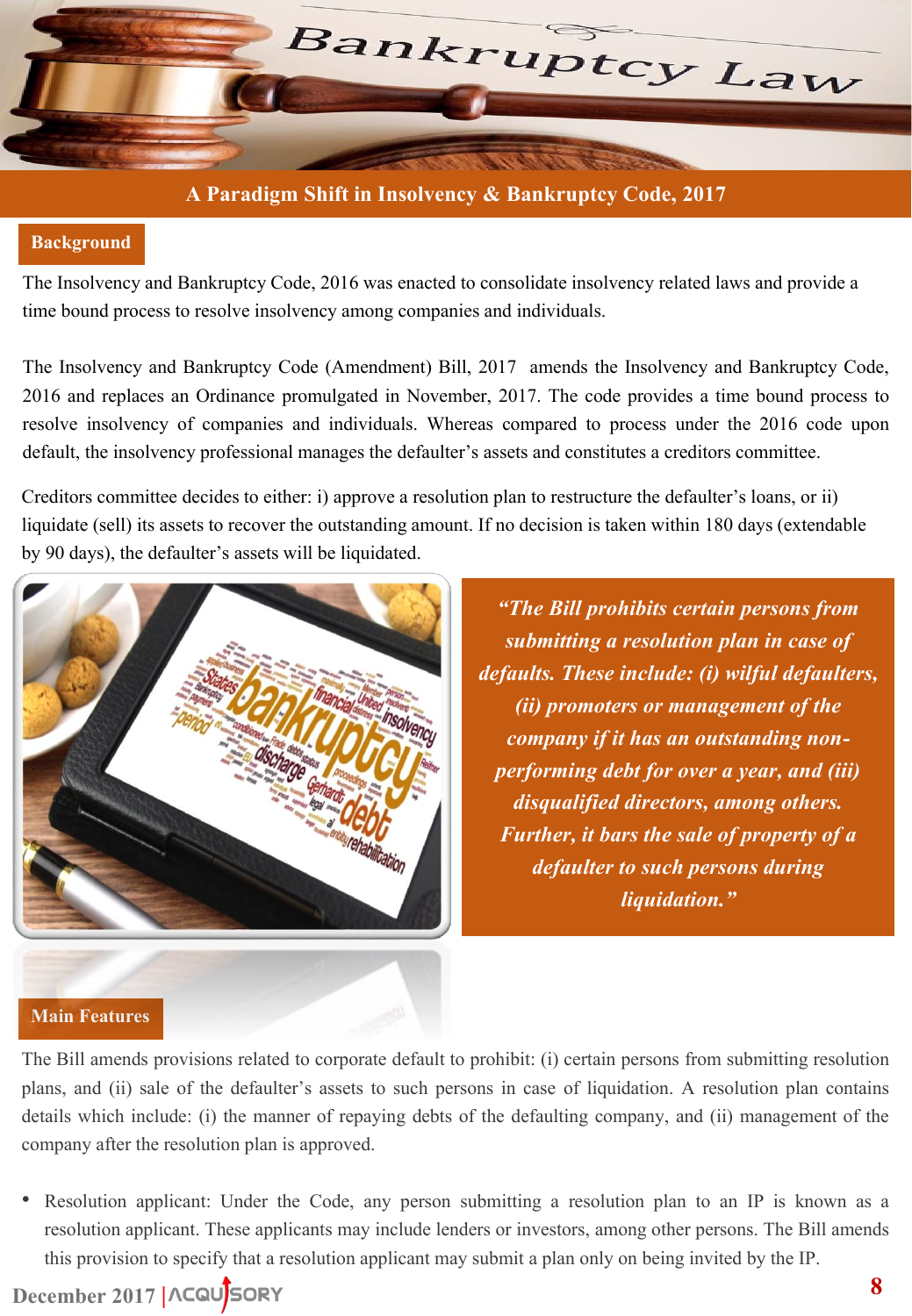# A Paradigm Shift in Insolvency & Bankruptcy Code, 2017

## Background

The Insolvency and Bankruptcy Code, 2016 was enacted to consolidate insolvency related laws and provide a time bound process to resolve insolvency among companies and individuals.

The Insolvency and Bankruptcy Code (Amendment) Bill, 2017 amends the Insolvency and Bankruptcy Code, 2016 and replaces an Ordinance promulgated in November, 2017. The code provides a time bound process to resolve insolvency of companies and individuals. Whereas compared to process under the 2016 code upon default, the insolvency professional manages the defaulter's assets and constitutes a creditors committee.

Creditors committee decides to either: i) approve a resolution plan to restructure the defaulter's loans, or ii) liquidate (sell) its assets to recover the outstanding amount. If no decision is taken within 180 days (extendable by 90 days), the defaulter's assets will be liquidated.

> ***"The Bill prohibits certain persons from submitting a resolution plan in case of defaults. These include: (i) wilful defaulters, (ii) promoters or management of the company if it has an outstanding non-performing debt for over a year, and (iii) disqualified directors, among others. Further, it bars the sale of property of a defaulter to such persons during liquidation."***

## Main Features

The Bill amends provisions related to corporate default to prohibit: (i) certain persons from submitting resolution plans, and (ii) sale of the defaulter's assets to such persons in case of liquidation. A resolution plan contains details which include: (i) the manner of repaying debts of the defaulting company, and (ii) management of the company after the resolution plan is approved.

- Resolution applicant: Under the Code, any person submitting a resolution plan to an IP is known as a resolution applicant. These applicants may include lenders or investors, among other persons. The Bill amends this provision to specify that a resolution applicant may submit a plan only on being invited by the IP.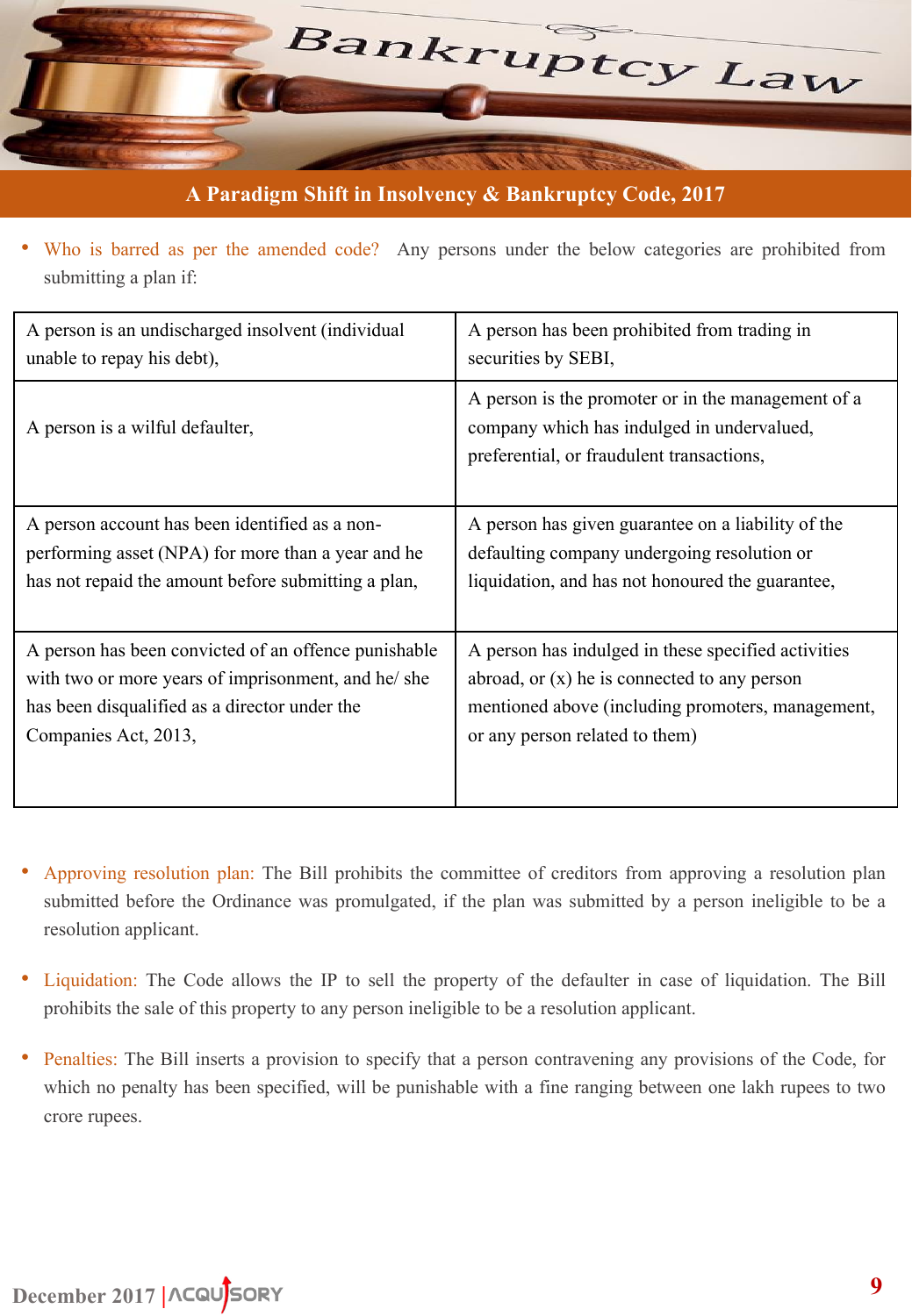# Bankruptcy Law

## A Paradigm Shift in Insolvency & Bankruptcy Code, 2017

- Who is barred as per the amended code? Any persons under the below categories are prohibited from submitting a plan if:

| | |
|---|---|
| A person is an undischarged insolvent (individual unable to repay his debt), | A person has been prohibited from trading in securities by SEBI, |
| A person is a wilful defaulter, | A person is the promoter or in the management of a company which has indulged in undervalued, preferential, or fraudulent transactions, |
| A person account has been identified as a non-performing asset (NPA) for more than a year and he has not repaid the amount before submitting a plan, | A person has given guarantee on a liability of the defaulting company undergoing resolution or liquidation, and has not honoured the guarantee, |
| A person has been convicted of an offence punishable with two or more years of imprisonment, and he/ she has been disqualified as a director under the Companies Act, 2013, | A person has indulged in these specified activities abroad, or (x) he is connected to any person mentioned above (including promoters, management, or any person related to them) |

- Approving resolution plan: The Bill prohibits the committee of creditors from approving a resolution plan submitted before the Ordinance was promulgated, if the plan was submitted by a person ineligible to be a resolution applicant.

- Liquidation: The Code allows the IP to sell the property of the defaulter in case of liquidation. The Bill prohibits the sale of this property to any person ineligible to be a resolution applicant.

- Penalties: The Bill inserts a provision to specify that a person contravening any provisions of the Code, for which no penalty has been specified, will be punishable with a fine ranging between one lakh rupees to two crore rupees.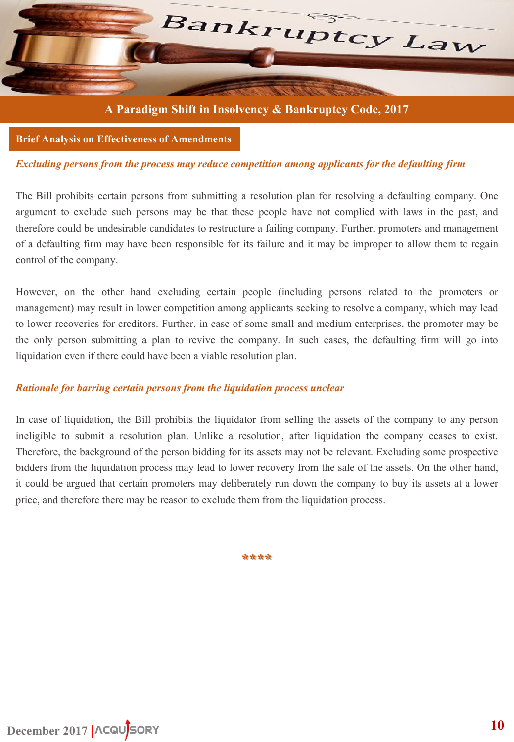# A Paradigm Shift in Insolvency & Bankruptcy Code, 2017

## Brief Analysis on Effectiveness of Amendments

***Excluding persons from the process may reduce competition among applicants for the defaulting firm***

The Bill prohibits certain persons from submitting a resolution plan for resolving a defaulting company. One argument to exclude such persons may be that these people have not complied with laws in the past, and therefore could be undesirable candidates to restructure a failing company. Further, promoters and management of a defaulting firm may have been responsible for its failure and it may be improper to allow them to regain control of the company.

However, on the other hand excluding certain people (including persons related to the promoters or management) may result in lower competition among applicants seeking to resolve a company, which may lead to lower recoveries for creditors. Further, in case of some small and medium enterprises, the promoter may be the only person submitting a plan to revive the company. In such cases, the defaulting firm will go into liquidation even if there could have been a viable resolution plan.

***Rationale for barring certain persons from the liquidation process unclear***

In case of liquidation, the Bill prohibits the liquidator from selling the assets of the company to any person ineligible to submit a resolution plan. Unlike a resolution, after liquidation the company ceases to exist. Therefore, the background of the person bidding for its assets may not be relevant. Excluding some prospective bidders from the liquidation process may lead to lower recovery from the sale of the assets. On the other hand, it could be argued that certain promoters may deliberately run down the company to buy its assets at a lower price, and therefore there may be reason to exclude them from the liquidation process.

****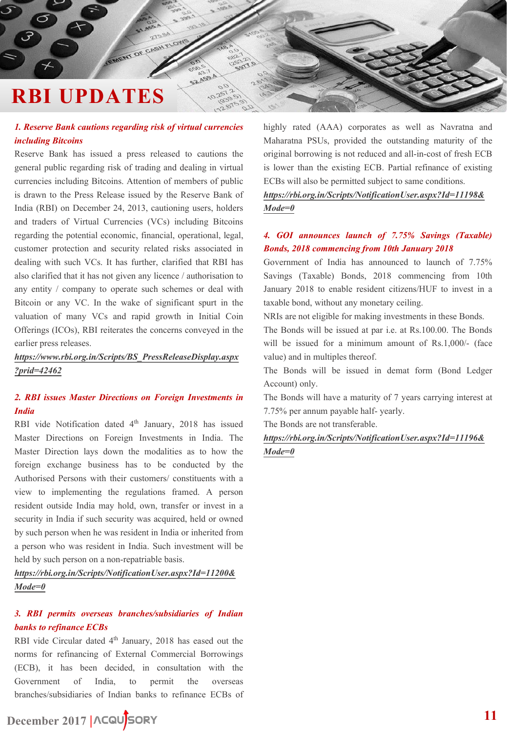# RBI UPDATES

### *1. Reserve Bank cautions regarding risk of virtual currencies including Bitcoins*

Reserve Bank has issued a press released to cautions the general public regarding risk of trading and dealing in virtual currencies including Bitcoins. Attention of members of public is drawn to the Press Release issued by the Reserve Bank of India (RBI) on December 24, 2013, cautioning users, holders and traders of Virtual Currencies (VCs) including Bitcoins regarding the potential economic, financial, operational, legal, customer protection and security related risks associated in dealing with such VCs. It has further, clarified that RBI has also clarified that it has not given any licence / authorisation to any entity / company to operate such schemes or deal with Bitcoin or any VC. In the wake of significant spurt in the valuation of many VCs and rapid growth in Initial Coin Offerings (ICOs), RBI reiterates the concerns conveyed in the earlier press releases.

***https://www.rbi.org.in/Scripts/BS_PressReleaseDisplay.aspx?prid=42462***

### *2. RBI issues Master Directions on Foreign Investments in India*

RBI vide Notification dated 4th January, 2018 has issued Master Directions on Foreign Investments in India. The Master Direction lays down the modalities as to how the foreign exchange business has to be conducted by the Authorised Persons with their customers/ constituents with a view to implementing the regulations framed. A person resident outside India may hold, own, transfer or invest in a security in India if such security was acquired, held or owned by such person when he was resident in India or inherited from a person who was resident in India. Such investment will be held by such person on a non-repatriable basis.

***https://rbi.org.in/Scripts/NotificationUser.aspx?Id=11200&Mode=0***

### *3. RBI permits overseas branches/subsidiaries of Indian banks to refinance ECBs*

RBI vide Circular dated 4th January, 2018 has eased out the norms for refinancing of External Commercial Borrowings (ECB), it has been decided, in consultation with the Government of India, to permit the overseas branches/subsidiaries of Indian banks to refinance ECBs of highly rated (AAA) corporates as well as Navratna and Maharatna PSUs, provided the outstanding maturity of the original borrowing is not reduced and all-in-cost of fresh ECB is lower than the existing ECB. Partial refinance of existing ECBs will also be permitted subject to same conditions.

***https://rbi.org.in/Scripts/NotificationUser.aspx?Id=11198&Mode=0***

### *4. GOI announces launch of 7.75% Savings (Taxable) Bonds, 2018 commencing from 10th January 2018*

Government of India has announced to launch of 7.75% Savings (Taxable) Bonds, 2018 commencing from 10th January 2018 to enable resident citizens/HUF to invest in a taxable bond, without any monetary ceiling.

NRIs are not eligible for making investments in these Bonds.

The Bonds will be issued at par i.e. at Rs.100.00. The Bonds will be issued for a minimum amount of Rs.1,000/- (face value) and in multiples thereof.

The Bonds will be issued in demat form (Bond Ledger Account) only.

The Bonds will have a maturity of 7 years carrying interest at 7.75% per annum payable half- yearly.

The Bonds are not transferable.

***https://rbi.org.in/Scripts/NotificationUser.aspx?Id=11196&Mode=0***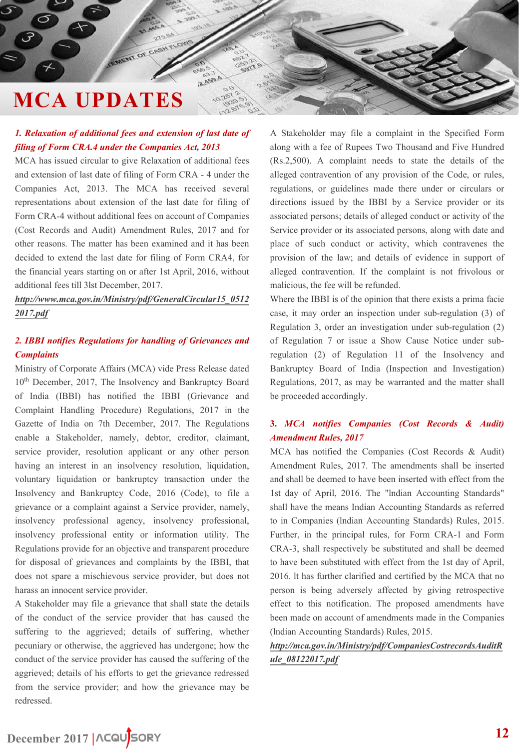# MCA UPDATES

***1. Relaxation of additional fees and extension of last date of filing of Form CRA.4 under the Companies Act, 2013***

MCA has issued circular to give Relaxation of additional fees and extension of last date of filing of Form CRA - 4 under the Companies Act, 2013. The MCA has received several representations about extension of the last date for filing of Form CRA-4 without additional fees on account of Companies (Cost Records and Audit) Amendment Rules, 2017 and for other reasons. The matter has been examined and it has been decided to extend the last date for filing of Form CRA4, for the financial years starting on or after 1st April, 2016, without additional fees till 3lst December, 2017.

***http://www.mca.gov.in/Ministry/pdf/GeneralCircular15_05122017.pdf***

***2. IBBI notifies Regulations for handling of Grievances and Complaints***

Ministry of Corporate Affairs (MCA) vide Press Release dated 10th December, 2017, The Insolvency and Bankruptcy Board of India (IBBI) has notified the IBBI (Grievance and Complaint Handling Procedure) Regulations, 2017 in the Gazette of India on 7th December, 2017. The Regulations enable a Stakeholder, namely, debtor, creditor, claimant, service provider, resolution applicant or any other person having an interest in an insolvency resolution, liquidation, voluntary liquidation or bankruptcy transaction under the Insolvency and Bankruptcy Code, 2016 (Code), to file a grievance or a complaint against a Service provider, namely, insolvency professional agency, insolvency professional, insolvency professional entity or information utility. The Regulations provide for an objective and transparent procedure for disposal of grievances and complaints by the IBBI, that does not spare a mischievous service provider, but does not harass an innocent service provider.

A Stakeholder may file a grievance that shall state the details of the conduct of the service provider that has caused the suffering to the aggrieved; details of suffering, whether pecuniary or otherwise, the aggrieved has undergone; how the conduct of the service provider has caused the suffering of the aggrieved; details of his efforts to get the grievance redressed from the service provider; and how the grievance may be redressed.

A Stakeholder may file a complaint in the Specified Form along with a fee of Rupees Two Thousand and Five Hundred (Rs.2,500). A complaint needs to state the details of the alleged contravention of any provision of the Code, or rules, regulations, or guidelines made there under or circulars or directions issued by the IBBI by a Service provider or its associated persons; details of alleged conduct or activity of the Service provider or its associated persons, along with date and place of such conduct or activity, which contravenes the provision of the law; and details of evidence in support of alleged contravention. If the complaint is not frivolous or malicious, the fee will be refunded.

Where the IBBI is of the opinion that there exists a prima facie case, it may order an inspection under sub-regulation (3) of Regulation 3, order an investigation under sub-regulation (2) of Regulation 7 or issue a Show Cause Notice under sub-regulation (2) of Regulation 11 of the Insolvency and Bankruptcy Board of India (Inspection and Investigation) Regulations, 2017, as may be warranted and the matter shall be proceeded accordingly.

***3. MCA notifies Companies (Cost Records & Audit) Amendment Rules, 2017***

MCA has notified the Companies (Cost Records & Audit) Amendment Rules, 2017. The amendments shall be inserted and shall be deemed to have been inserted with effect from the 1st day of April, 2016. The "lndian Accounting Standards" shall have the means Indian Accounting Standards as referred to in Companies (lndian Accounting Standards) Rules, 2015. Further, in the principal rules, for Form CRA-1 and Form CRA-3, shall respectively be substituted and shall be deemed to have been substituted with effect from the 1st day of April, 2016. lt has further clarified and certified by the MCA that no person is being adversely affected by giving retrospective effect to this notification. The proposed amendments have been made on account of amendments made in the Companies (lndian Accounting Standards) Rules, 2015.

***http://mca.gov.in/Ministry/pdf/CompaniesCostrecordsAuditRule_08122017.pdf***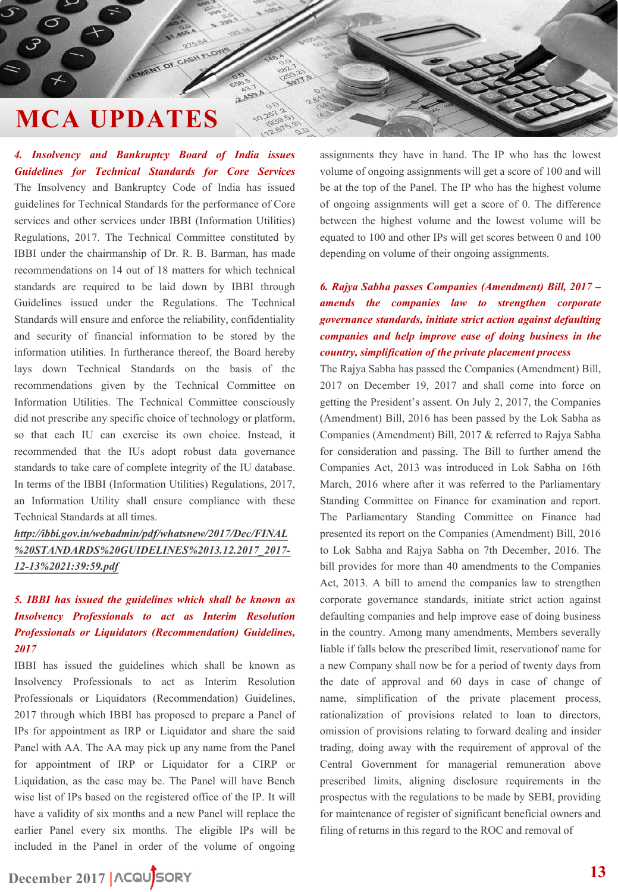# MCA UPDATES

***4. Insolvency and Bankruptcy Board of India issues Guidelines for Technical Standards for Core Services***

The Insolvency and Bankruptcy Code of India has issued guidelines for Technical Standards for the performance of Core services and other services under IBBI (Information Utilities) Regulations, 2017. The Technical Committee constituted by IBBI under the chairmanship of Dr. R. B. Barman, has made recommendations on 14 out of 18 matters for which technical standards are required to be laid down by IBBI through Guidelines issued under the Regulations. The Technical Standards will ensure and enforce the reliability, confidentiality and security of financial information to be stored by the information utilities. In furtherance thereof, the Board hereby lays down Technical Standards on the basis of the recommendations given by the Technical Committee on Information Utilities. The Technical Committee consciously did not prescribe any specific choice of technology or platform, so that each IU can exercise its own choice. Instead, it recommended that the IUs adopt robust data governance standards to take care of complete integrity of the IU database. In terms of the IBBI (Information Utilities) Regulations, 2017, an Information Utility shall ensure compliance with these Technical Standards at all times.

***http://ibbi.gov.in/webadmin/pdf/whatsnew/2017/Dec/FINAL%20STANDARDS%20GUIDELINES%2013.12.2017_2017-12-13%2021:39:59.pdf***

***5. IBBI has issued the guidelines which shall be known as Insolvency Professionals to act as Interim Resolution Professionals or Liquidators (Recommendation) Guidelines, 2017***

IBBI has issued the guidelines which shall be known as Insolvency Professionals to act as Interim Resolution Professionals or Liquidators (Recommendation) Guidelines, 2017 through which IBBI has proposed to prepare a Panel of IPs for appointment as IRP or Liquidator and share the said Panel with AA. The AA may pick up any name from the Panel for appointment of IRP or Liquidator for a CIRP or Liquidation, as the case may be. The Panel will have Bench wise list of IPs based on the registered office of the IP. It will have a validity of six months and a new Panel will replace the earlier Panel every six months. The eligible IPs will be included in the Panel in order of the volume of ongoing assignments they have in hand. The IP who has the lowest volume of ongoing assignments will get a score of 100 and will be at the top of the Panel. The IP who has the highest volume of ongoing assignments will get a score of 0. The difference between the highest volume and the lowest volume will be equated to 100 and other IPs will get scores between 0 and 100 depending on volume of their ongoing assignments.

***6. Rajya Sabha passes Companies (Amendment) Bill, 2017 – amends the companies law to strengthen corporate governance standards, initiate strict action against defaulting companies and help improve ease of doing business in the country, simplification of the private placement process***

The Rajya Sabha has passed the Companies (Amendment) Bill, 2017 on December 19, 2017 and shall come into force on getting the President's assent. On July 2, 2017, the Companies (Amendment) Bill, 2016 has been passed by the Lok Sabha as Companies (Amendment) Bill, 2017 & referred to Rajya Sabha for consideration and passing. The Bill to further amend the Companies Act, 2013 was introduced in Lok Sabha on 16th March, 2016 where after it was referred to the Parliamentary Standing Committee on Finance for examination and report. The Parliamentary Standing Committee on Finance had presented its report on the Companies (Amendment) Bill, 2016 to Lok Sabha and Rajya Sabha on 7th December, 2016. The bill provides for more than 40 amendments to the Companies Act, 2013. A bill to amend the companies law to strengthen corporate governance standards, initiate strict action against defaulting companies and help improve ease of doing business in the country. Among many amendments, Members severally liable if falls below the prescribed limit, reservationof name for a new Company shall now be for a period of twenty days from the date of approval and 60 days in case of change of name, simplification of the private placement process, rationalization of provisions related to loan to directors, omission of provisions relating to forward dealing and insider trading, doing away with the requirement of approval of the Central Government for managerial remuneration above prescribed limits, aligning disclosure requirements in the prospectus with the regulations to be made by SEBI, providing for maintenance of register of significant beneficial owners and filing of returns in this regard to the ROC and removal of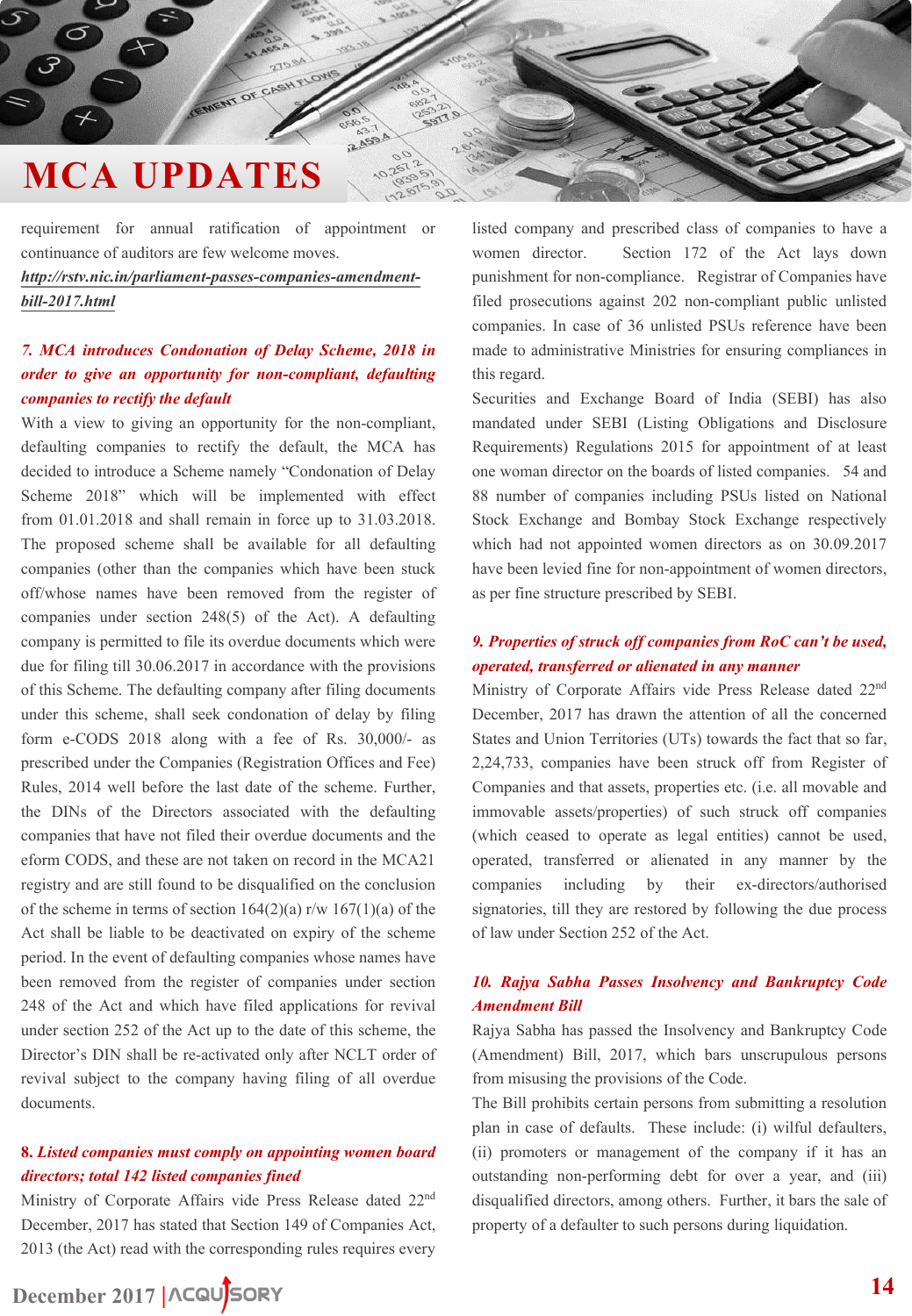# MCA UPDATES

requirement for annual ratification of appointment or continuance of auditors are few welcome moves.

***http://rstv.nic.in/parliament-passes-companies-amendment-bill-2017.html***

### *7. MCA introduces Condonation of Delay Scheme, 2018 in order to give an opportunity for non-compliant, defaulting companies to rectify the default*

With a view to giving an opportunity for the non-compliant, defaulting companies to rectify the default, the MCA has decided to introduce a Scheme namely "Condonation of Delay Scheme 2018" which will be implemented with effect from 01.01.2018 and shall remain in force up to 31.03.2018. The proposed scheme shall be available for all defaulting companies (other than the companies which have been stuck off/whose names have been removed from the register of companies under section 248(5) of the Act). A defaulting company is permitted to file its overdue documents which were due for filing till 30.06.2017 in accordance with the provisions of this Scheme. The defaulting company after filing documents under this scheme, shall seek condonation of delay by filing form e-CODS 2018 along with a fee of Rs. 30,000/- as prescribed under the Companies (Registration Offices and Fee) Rules, 2014 well before the last date of the scheme. Further, the DINs of the Directors associated with the defaulting companies that have not filed their overdue documents and the eform CODS, and these are not taken on record in the MCA21 registry and are still found to be disqualified on the conclusion of the scheme in terms of section 164(2)(a) r/w 167(1)(a) of the Act shall be liable to be deactivated on expiry of the scheme period. In the event of defaulting companies whose names have been removed from the register of companies under section 248 of the Act and which have filed applications for revival under section 252 of the Act up to the date of this scheme, the Director's DIN shall be re-activated only after NCLT order of revival subject to the company having filing of all overdue documents.

### *8. Listed companies must comply on appointing women board directors; total 142 listed companies fined*

Ministry of Corporate Affairs vide Press Release dated 22nd December, 2017 has stated that Section 149 of Companies Act, 2013 (the Act) read with the corresponding rules requires every listed company and prescribed class of companies to have a women director. Section 172 of the Act lays down punishment for non-compliance. Registrar of Companies have filed prosecutions against 202 non-compliant public unlisted companies. In case of 36 unlisted PSUs reference have been made to administrative Ministries for ensuring compliances in this regard.

Securities and Exchange Board of India (SEBI) has also mandated under SEBI (Listing Obligations and Disclosure Requirements) Regulations 2015 for appointment of at least one woman director on the boards of listed companies. 54 and 88 number of companies including PSUs listed on National Stock Exchange and Bombay Stock Exchange respectively which had not appointed women directors as on 30.09.2017 have been levied fine for non-appointment of women directors, as per fine structure prescribed by SEBI.

### *9. Properties of struck off companies from RoC can't be used, operated, transferred or alienated in any manner*

Ministry of Corporate Affairs vide Press Release dated 22nd December, 2017 has drawn the attention of all the concerned States and Union Territories (UTs) towards the fact that so far, 2,24,733, companies have been struck off from Register of Companies and that assets, properties etc. (i.e. all movable and immovable assets/properties) of such struck off companies (which ceased to operate as legal entities) cannot be used, operated, transferred or alienated in any manner by the companies including by their ex-directors/authorised signatories, till they are restored by following the due process of law under Section 252 of the Act.

### *10. Rajya Sabha Passes Insolvency and Bankruptcy Code Amendment Bill*

Rajya Sabha has passed the Insolvency and Bankruptcy Code (Amendment) Bill, 2017, which bars unscrupulous persons from misusing the provisions of the Code.

The Bill prohibits certain persons from submitting a resolution plan in case of defaults. These include: (i) wilful defaulters, (ii) promoters or management of the company if it has an outstanding non-performing debt for over a year, and (iii) disqualified directors, among others. Further, it bars the sale of property of a defaulter to such persons during liquidation.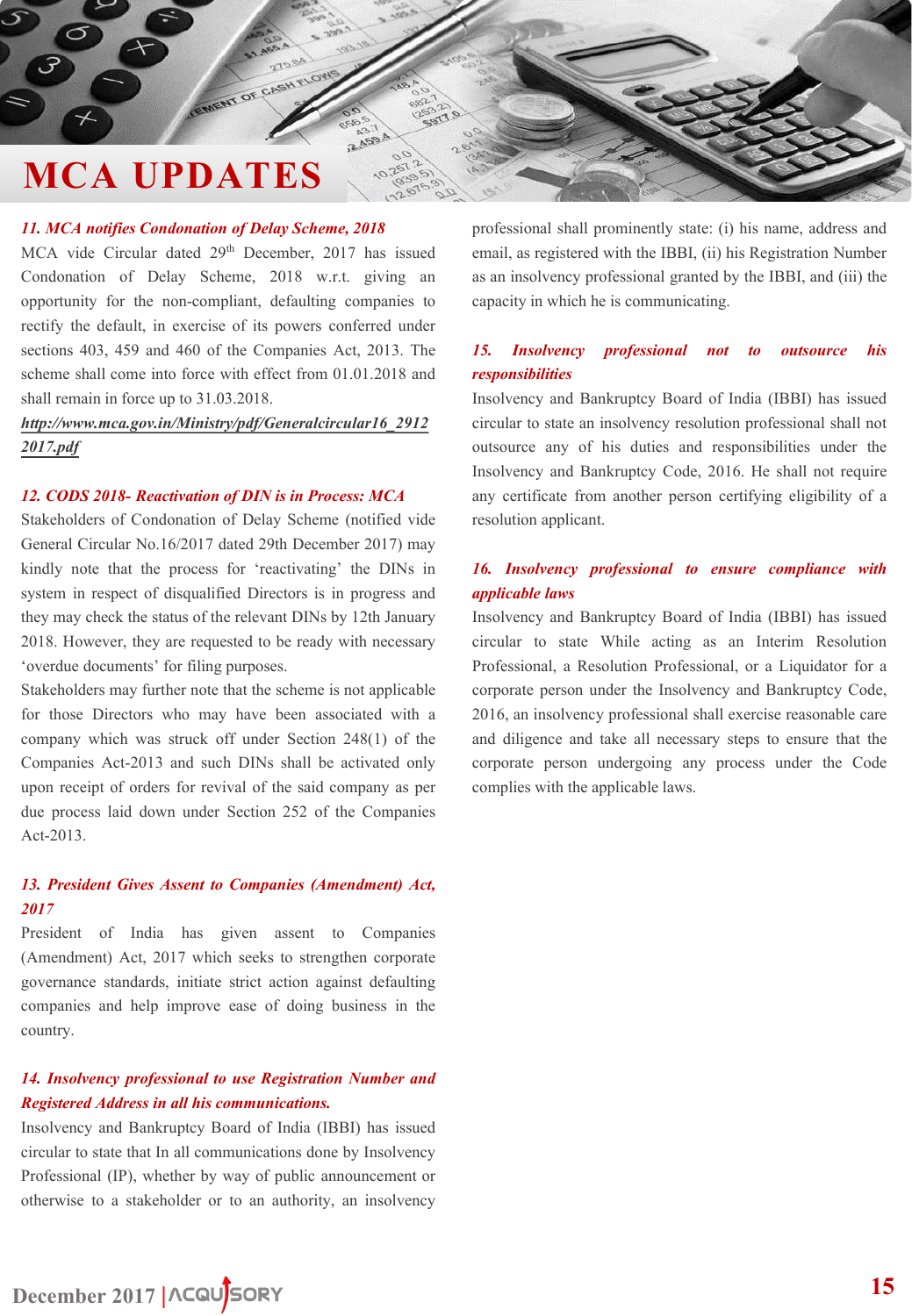# MCA UPDATES

### *11. MCA notifies Condonation of Delay Scheme, 2018*

MCA vide Circular dated 29th December, 2017 has issued Condonation of Delay Scheme, 2018 w.r.t. giving an opportunity for the non-compliant, defaulting companies to rectify the default, in exercise of its powers conferred under sections 403, 459 and 460 of the Companies Act, 2013. The scheme shall come into force with effect from 01.01.2018 and shall remain in force up to 31.03.2018.

***http://www.mca.gov.in/Ministry/pdf/Generalcircular16_29122017.pdf***

### *12. CODS 2018- Reactivation of DIN is in Process: MCA*

Stakeholders of Condonation of Delay Scheme (notified vide General Circular No.16/2017 dated 29th December 2017) may kindly note that the process for 'reactivating' the DINs in system in respect of disqualified Directors is in progress and they may check the status of the relevant DINs by 12th January 2018. However, they are requested to be ready with necessary 'overdue documents' for filing purposes.

Stakeholders may further note that the scheme is not applicable for those Directors who may have been associated with a company which was struck off under Section 248(1) of the Companies Act-2013 and such DINs shall be activated only upon receipt of orders for revival of the said company as per due process laid down under Section 252 of the Companies Act-2013.

### *13. President Gives Assent to Companies (Amendment) Act, 2017*

President of India has given assent to Companies (Amendment) Act, 2017 which seeks to strengthen corporate governance standards, initiate strict action against defaulting companies and help improve ease of doing business in the country.

### *14. Insolvency professional to use Registration Number and Registered Address in all his communications.*

Insolvency and Bankruptcy Board of India (IBBI) has issued circular to state that In all communications done by Insolvency Professional (IP), whether by way of public announcement or otherwise to a stakeholder or to an authority, an insolvency professional shall prominently state: (i) his name, address and email, as registered with the IBBI, (ii) his Registration Number as an insolvency professional granted by the IBBI, and (iii) the capacity in which he is communicating.

### *15. Insolvency professional not to outsource his responsibilities*

Insolvency and Bankruptcy Board of India (IBBI) has issued circular to state an insolvency resolution professional shall not outsource any of his duties and responsibilities under the Insolvency and Bankruptcy Code, 2016. He shall not require any certificate from another person certifying eligibility of a resolution applicant.

### *16. Insolvency professional to ensure compliance with applicable laws*

Insolvency and Bankruptcy Board of India (IBBI) has issued circular to state While acting as an Interim Resolution Professional, a Resolution Professional, or a Liquidator for a corporate person under the Insolvency and Bankruptcy Code, 2016, an insolvency professional shall exercise reasonable care and diligence and take all necessary steps to ensure that the corporate person undergoing any process under the Code complies with the applicable laws.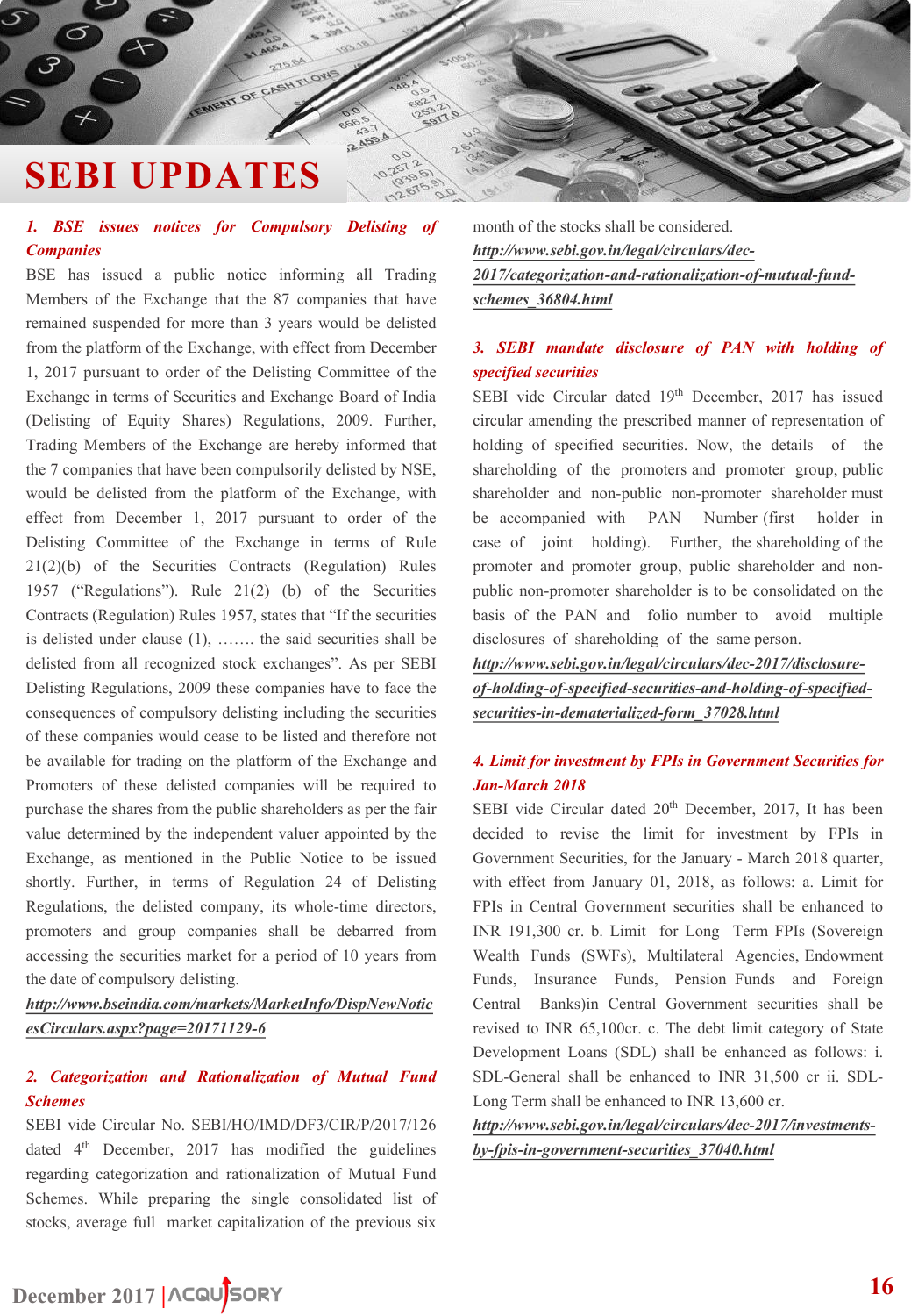# SEBI UPDATES

### *1. BSE issues notices for Compulsory Delisting of Companies*

BSE has issued a public notice informing all Trading Members of the Exchange that the 87 companies that have remained suspended for more than 3 years would be delisted from the platform of the Exchange, with effect from December 1, 2017 pursuant to order of the Delisting Committee of the Exchange in terms of Securities and Exchange Board of India (Delisting of Equity Shares) Regulations, 2009. Further, Trading Members of the Exchange are hereby informed that the 7 companies that have been compulsorily delisted by NSE, would be delisted from the platform of the Exchange, with effect from December 1, 2017 pursuant to order of the Delisting Committee of the Exchange in terms of Rule 21(2)(b) of the Securities Contracts (Regulation) Rules 1957 ("Regulations"). Rule 21(2) (b) of the Securities Contracts (Regulation) Rules 1957, states that "If the securities is delisted under clause (1), ……. the said securities shall be delisted from all recognized stock exchanges". As per SEBI Delisting Regulations, 2009 these companies have to face the consequences of compulsory delisting including the securities of these companies would cease to be listed and therefore not be available for trading on the platform of the Exchange and Promoters of these delisted companies will be required to purchase the shares from the public shareholders as per the fair value determined by the independent valuer appointed by the Exchange, as mentioned in the Public Notice to be issued shortly. Further, in terms of Regulation 24 of Delisting Regulations, the delisted company, its whole-time directors, promoters and group companies shall be debarred from accessing the securities market for a period of 10 years from the date of compulsory delisting.

***http://www.bseindia.com/markets/MarketInfo/DispNewNoticesCirculars.aspx?page=20171129-6***

### *2. Categorization and Rationalization of Mutual Fund Schemes*

SEBI vide Circular No. SEBI/HO/IMD/DF3/CIR/P/2017/126 dated 4th December, 2017 has modified the guidelines regarding categorization and rationalization of Mutual Fund Schemes. While preparing the single consolidated list of stocks, average full market capitalization of the previous six month of the stocks shall be considered.

***http://www.sebi.gov.in/legal/circulars/dec-2017/categorization-and-rationalization-of-mutual-fund-schemes_36804.html***

### *3. SEBI mandate disclosure of PAN with holding of specified securities*

SEBI vide Circular dated 19th December, 2017 has issued circular amending the prescribed manner of representation of holding of specified securities. Now, the details of the shareholding of the promoters and promoter group, public shareholder and non-public non-promoter shareholder must be accompanied with PAN Number (first holder in case of joint holding). Further, the shareholding of the promoter and promoter group, public shareholder and non-public non-promoter shareholder is to be consolidated on the basis of the PAN and folio number to avoid multiple disclosures of shareholding of the same person.

***http://www.sebi.gov.in/legal/circulars/dec-2017/disclosure-of-holding-of-specified-securities-and-holding-of-specified-securities-in-dematerialized-form_37028.html***

### *4. Limit for investment by FPIs in Government Securities for Jan-March 2018*

SEBI vide Circular dated 20th December, 2017, It has been decided to revise the limit for investment by FPIs in Government Securities, for the January - March 2018 quarter, with effect from January 01, 2018, as follows: a. Limit for FPIs in Central Government securities shall be enhanced to INR 191,300 cr. b. Limit for Long Term FPIs (Sovereign Wealth Funds (SWFs), Multilateral Agencies, Endowment Funds, Insurance Funds, Pension Funds and Foreign Central Banks)in Central Government securities shall be revised to INR 65,100cr. c. The debt limit category of State Development Loans (SDL) shall be enhanced as follows: i. SDL-General shall be enhanced to INR 31,500 cr ii. SDL-Long Term shall be enhanced to INR 13,600 cr.

***http://www.sebi.gov.in/legal/circulars/dec-2017/investments-by-fpis-in-government-securities_37040.html***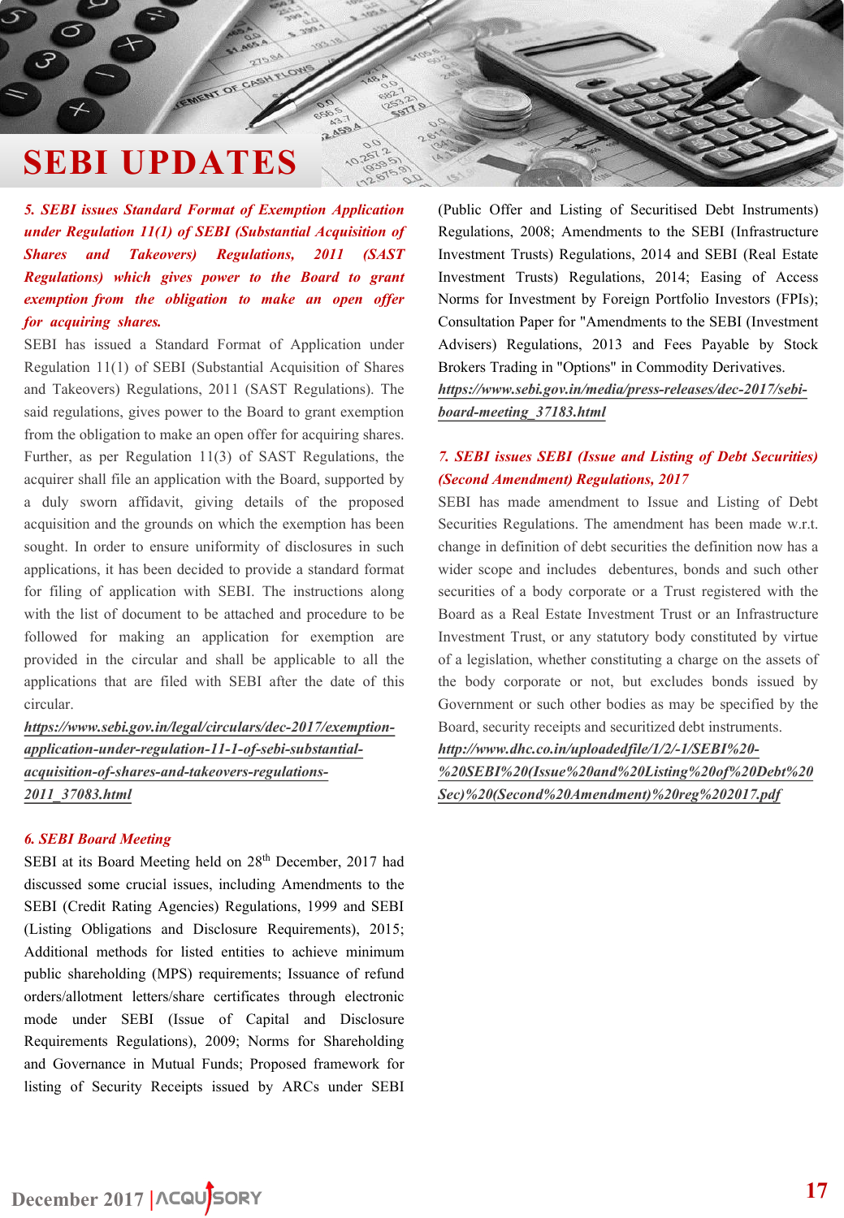# SEBI UPDATES

***5. SEBI issues Standard Format of Exemption Application under Regulation 11(1) of SEBI (Substantial Acquisition of Shares and Takeovers) Regulations, 2011 (SAST Regulations) which gives power to the Board to grant exemption from the obligation to make an open offer for acquiring shares.***

SEBI has issued a Standard Format of Application under Regulation 11(1) of SEBI (Substantial Acquisition of Shares and Takeovers) Regulations, 2011 (SAST Regulations). The said regulations, gives power to the Board to grant exemption from the obligation to make an open offer for acquiring shares. Further, as per Regulation 11(3) of SAST Regulations, the acquirer shall file an application with the Board, supported by a duly sworn affidavit, giving details of the proposed acquisition and the grounds on which the exemption has been sought. In order to ensure uniformity of disclosures in such applications, it has been decided to provide a standard format for filing of application with SEBI. The instructions along with the list of document to be attached and procedure to be followed for making an application for exemption are provided in the circular and shall be applicable to all the applications that are filed with SEBI after the date of this circular.

***https://www.sebi.gov.in/legal/circulars/dec-2017/exemption-application-under-regulation-11-1-of-sebi-substantial-acquisition-of-shares-and-takeovers-regulations-2011_37083.html***

***6. SEBI Board Meeting***

SEBI at its Board Meeting held on 28th December, 2017 had discussed some crucial issues, including Amendments to the SEBI (Credit Rating Agencies) Regulations, 1999 and SEBI (Listing Obligations and Disclosure Requirements), 2015; Additional methods for listed entities to achieve minimum public shareholding (MPS) requirements; Issuance of refund orders/allotment letters/share certificates through electronic mode under SEBI (Issue of Capital and Disclosure Requirements Regulations), 2009; Norms for Shareholding and Governance in Mutual Funds; Proposed framework for listing of Security Receipts issued by ARCs under SEBI (Public Offer and Listing of Securitised Debt Instruments) Regulations, 2008; Amendments to the SEBI (Infrastructure Investment Trusts) Regulations, 2014 and SEBI (Real Estate Investment Trusts) Regulations, 2014; Easing of Access Norms for Investment by Foreign Portfolio Investors (FPIs); Consultation Paper for "Amendments to the SEBI (Investment Advisers) Regulations, 2013 and Fees Payable by Stock Brokers Trading in "Options" in Commodity Derivatives.

***https://www.sebi.gov.in/media/press-releases/dec-2017/sebi-board-meeting_37183.html***

***7. SEBI issues SEBI (Issue and Listing of Debt Securities) (Second Amendment) Regulations, 2017***

SEBI has made amendment to Issue and Listing of Debt Securities Regulations. The amendment has been made w.r.t. change in definition of debt securities the definition now has a wider scope and includes debentures, bonds and such other securities of a body corporate or a Trust registered with the Board as a Real Estate Investment Trust or an Infrastructure Investment Trust, or any statutory body constituted by virtue of a legislation, whether constituting a charge on the assets of the body corporate or not, but excludes bonds issued by Government or such other bodies as may be specified by the Board, security receipts and securitized debt instruments.

***http://www.dhc.co.in/uploadedfile/1/2/-1/SEBI%20-%20SEBI%20(Issue%20and%20Listing%20of%20Debt%20Sec)%20(Second%20Amendment)%20reg%202017.pdf***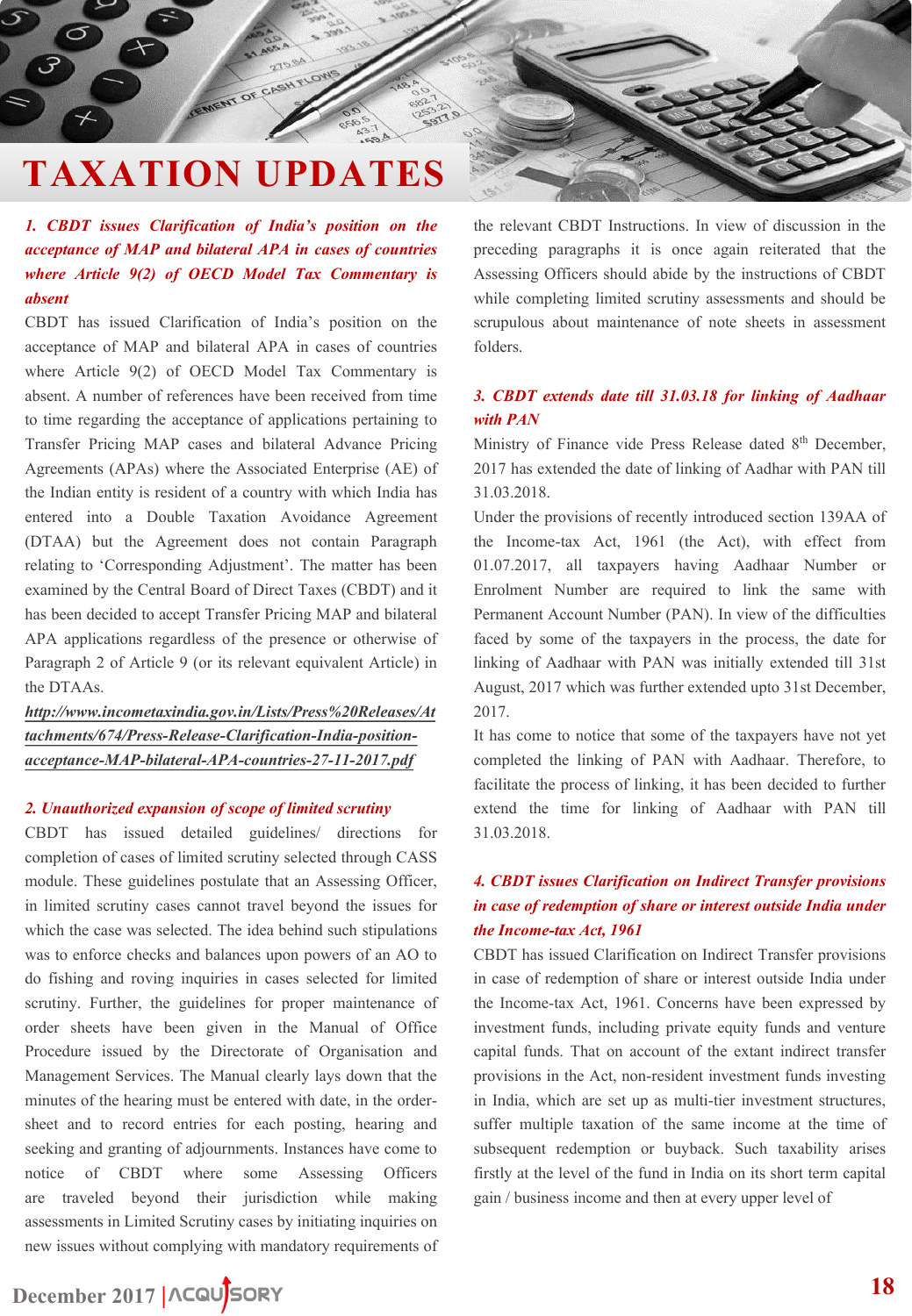# TAXATION UPDATES

### *1. CBDT issues Clarification of India's position on the acceptance of MAP and bilateral APA in cases of countries where Article 9(2) of OECD Model Tax Commentary is absent*

CBDT has issued Clarification of India's position on the acceptance of MAP and bilateral APA in cases of countries where Article 9(2) of OECD Model Tax Commentary is absent. A number of references have been received from time to time regarding the acceptance of applications pertaining to Transfer Pricing MAP cases and bilateral Advance Pricing Agreements (APAs) where the Associated Enterprise (AE) of the Indian entity is resident of a country with which India has entered into a Double Taxation Avoidance Agreement (DTAA) but the Agreement does not contain Paragraph relating to 'Corresponding Adjustment'. The matter has been examined by the Central Board of Direct Taxes (CBDT) and it has been decided to accept Transfer Pricing MAP and bilateral APA applications regardless of the presence or otherwise of Paragraph 2 of Article 9 (or its relevant equivalent Article) in the DTAAs.

***http://www.incometaxindia.gov.in/Lists/Press%20Releases/Attachments/674/Press-Release-Clarification-India-position-acceptance-MAP-bilateral-APA-countries-27-11-2017.pdf***

### *2. Unauthorized expansion of scope of limited scrutiny*

CBDT has issued detailed guidelines/ directions for completion of cases of limited scrutiny selected through CASS module. These guidelines postulate that an Assessing Officer, in limited scrutiny cases cannot travel beyond the issues for which the case was selected. The idea behind such stipulations was to enforce checks and balances upon powers of an AO to do fishing and roving inquiries in cases selected for limited scrutiny. Further, the guidelines for proper maintenance of order sheets have been given in the Manual of Office Procedure issued by the Directorate of Organisation and Management Services. The Manual clearly lays down that the minutes of the hearing must be entered with date, in the order-sheet and to record entries for each posting, hearing and seeking and granting of adjournments. Instances have come to notice of CBDT where some Assessing Officers are traveled beyond their jurisdiction while making assessments in Limited Scrutiny cases by initiating inquiries on new issues without complying with mandatory requirements of the relevant CBDT Instructions. In view of discussion in the preceding paragraphs it is once again reiterated that the Assessing Officers should abide by the instructions of CBDT while completing limited scrutiny assessments and should be scrupulous about maintenance of note sheets in assessment folders.

### *3. CBDT extends date till 31.03.18 for linking of Aadhaar with PAN*

Ministry of Finance vide Press Release dated 8th December, 2017 has extended the date of linking of Aadhar with PAN till 31.03.2018.

Under the provisions of recently introduced section 139AA of the Income-tax Act, 1961 (the Act), with effect from 01.07.2017, all taxpayers having Aadhaar Number or Enrolment Number are required to link the same with Permanent Account Number (PAN). In view of the difficulties faced by some of the taxpayers in the process, the date for linking of Aadhaar with PAN was initially extended till 31st August, 2017 which was further extended upto 31st December, 2017.

It has come to notice that some of the taxpayers have not yet completed the linking of PAN with Aadhaar. Therefore, to facilitate the process of linking, it has been decided to further extend the time for linking of Aadhaar with PAN till 31.03.2018.

### *4. CBDT issues Clarification on Indirect Transfer provisions in case of redemption of share or interest outside India under the Income-tax Act, 1961*

CBDT has issued Clarification on Indirect Transfer provisions in case of redemption of share or interest outside India under the Income-tax Act, 1961. Concerns have been expressed by investment funds, including private equity funds and venture capital funds. That on account of the extant indirect transfer provisions in the Act, non-resident investment funds investing in India, which are set up as multi-tier investment structures, suffer multiple taxation of the same income at the time of subsequent redemption or buyback. Such taxability arises firstly at the level of the fund in India on its short term capital gain / business income and then at every upper level of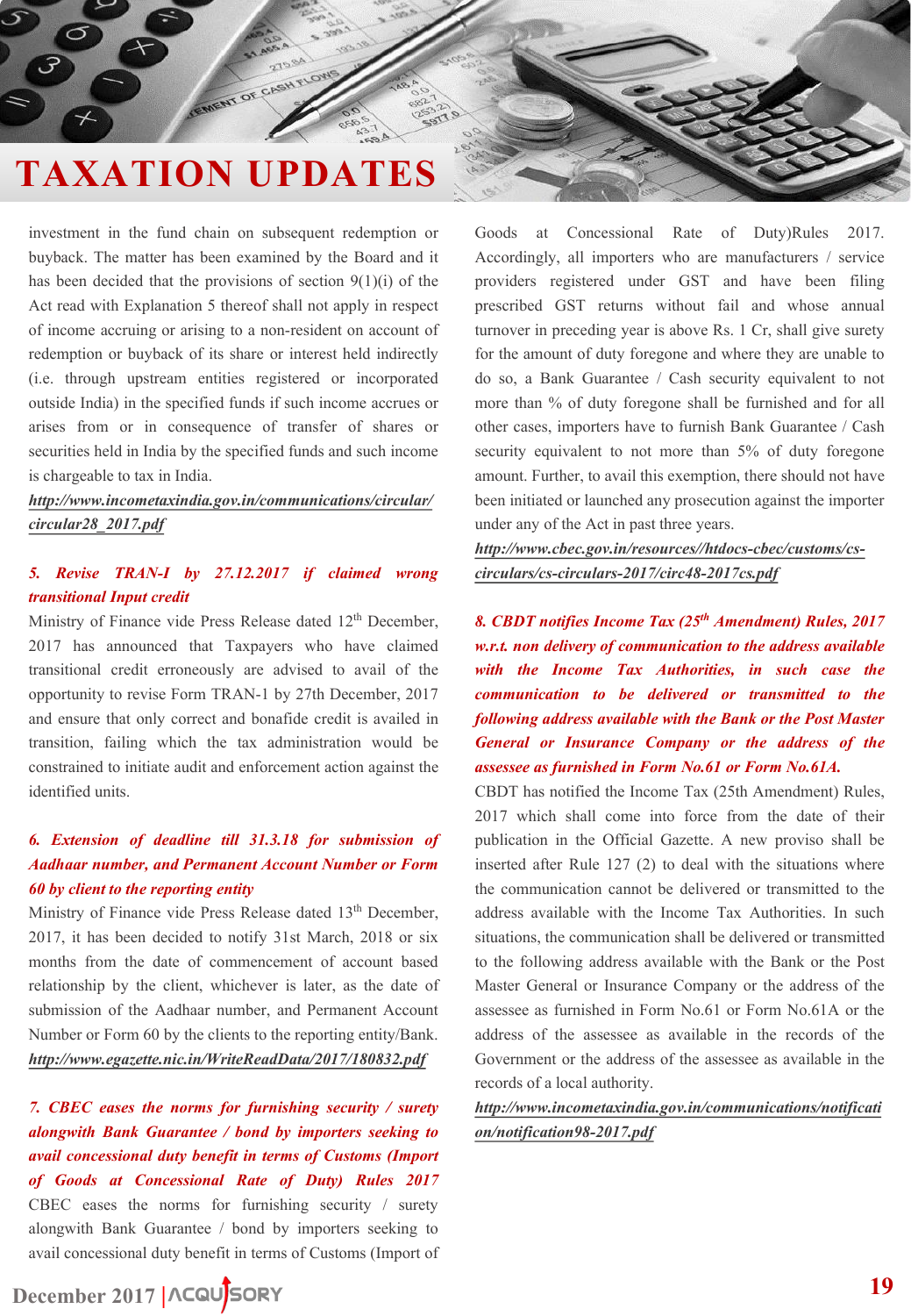# TAXATION UPDATES

investment in the fund chain on subsequent redemption or buyback. The matter has been examined by the Board and it has been decided that the provisions of section 9(1)(i) of the Act read with Explanation 5 thereof shall not apply in respect of income accruing or arising to a non-resident on account of redemption or buyback of its share or interest held indirectly (i.e. through upstream entities registered or incorporated outside India) in the specified funds if such income accrues or arises from or in consequence of transfer of shares or securities held in India by the specified funds and such income is chargeable to tax in India.

***http://www.incometaxindia.gov.in/communications/circular/circular28_2017.pdf***

### *5. Revise TRAN-I by 27.12.2017 if claimed wrong transitional Input credit*

Ministry of Finance vide Press Release dated 12th December, 2017 has announced that Taxpayers who have claimed transitional credit erroneously are advised to avail of the opportunity to revise Form TRAN-1 by 27th December, 2017 and ensure that only correct and bonafide credit is availed in transition, failing which the tax administration would be constrained to initiate audit and enforcement action against the identified units.

### *6. Extension of deadline till 31.3.18 for submission of Aadhaar number, and Permanent Account Number or Form 60 by client to the reporting entity*

Ministry of Finance vide Press Release dated 13th December, 2017, it has been decided to notify 31st March, 2018 or six months from the date of commencement of account based relationship by the client, whichever is later, as the date of submission of the Aadhaar number, and Permanent Account Number or Form 60 by the clients to the reporting entity/Bank.

***http://www.egazette.nic.in/WriteReadData/2017/180832.pdf***

### *7. CBEC eases the norms for furnishing security / surety alongwith Bank Guarantee / bond by importers seeking to avail concessional duty benefit in terms of Customs (Import of Goods at Concessional Rate of Duty) Rules 2017*

CBEC eases the norms for furnishing security / surety alongwith Bank Guarantee / bond by importers seeking to avail concessional duty benefit in terms of Customs (Import of Goods at Concessional Rate of Duty)Rules 2017. Accordingly, all importers who are manufacturers / service providers registered under GST and have been filing prescribed GST returns without fail and whose annual turnover in preceding year is above Rs. 1 Cr, shall give surety for the amount of duty foregone and where they are unable to do so, a Bank Guarantee / Cash security equivalent to not more than % of duty foregone shall be furnished and for all other cases, importers have to furnish Bank Guarantee / Cash security equivalent to not more than 5% of duty foregone amount. Further, to avail this exemption, there should not have been initiated or launched any prosecution against the importer under any of the Act in past three years.

***http://www.cbec.gov.in/resources//htdocs-cbec/customs/cs-circulars/cs-circulars-2017/circ48-2017cs.pdf***

### *8. CBDT notifies Income Tax (25th Amendment) Rules, 2017 w.r.t. non delivery of communication to the address available with the Income Tax Authorities, in such case the communication to be delivered or transmitted to the following address available with the Bank or the Post Master General or Insurance Company or the address of the assessee as furnished in Form No.61 or Form No.61A.*

CBDT has notified the Income Tax (25th Amendment) Rules, 2017 which shall come into force from the date of their publication in the Official Gazette. A new proviso shall be inserted after Rule 127 (2) to deal with the situations where the communication cannot be delivered or transmitted to the address available with the Income Tax Authorities. In such situations, the communication shall be delivered or transmitted to the following address available with the Bank or the Post Master General or Insurance Company or the address of the assessee as furnished in Form No.61 or Form No.61A or the address of the assessee as available in the records of the Government or the address of the assessee as available in the records of a local authority.

***http://www.incometaxindia.gov.in/communications/notification/notification98-2017.pdf***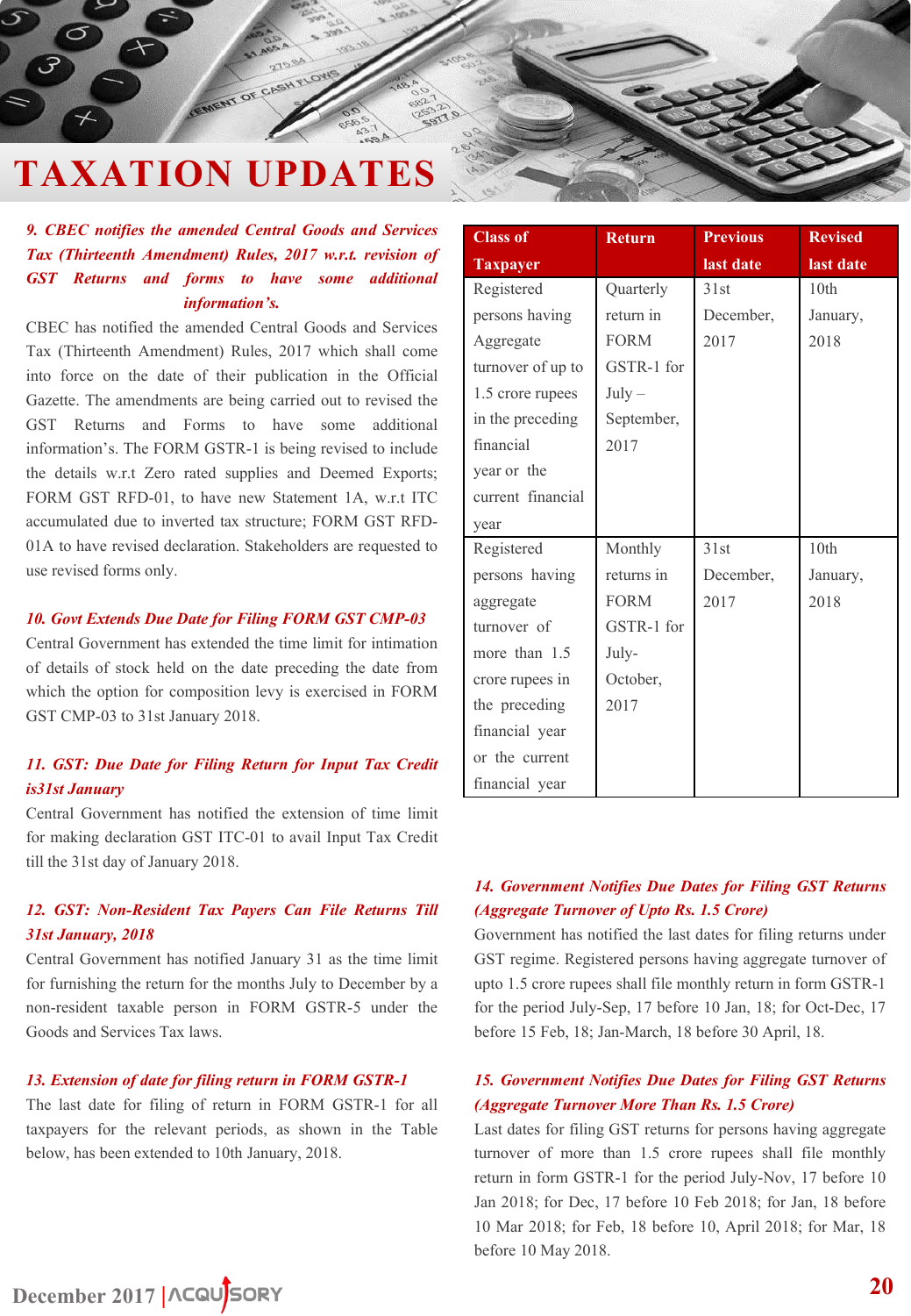# TAXATION UPDATES

***9. CBEC notifies the amended Central Goods and Services Tax (Thirteenth Amendment) Rules, 2017 w.r.t. revision of GST Returns and forms to have some additional information's.***

CBEC has notified the amended Central Goods and Services Tax (Thirteenth Amendment) Rules, 2017 which shall come into force on the date of their publication in the Official Gazette. The amendments are being carried out to revised the GST Returns and Forms to have some additional information's. The FORM GSTR-1 is being revised to include the details w.r.t Zero rated supplies and Deemed Exports; FORM GST RFD-01, to have new Statement 1A, w.r.t ITC accumulated due to inverted tax structure; FORM GST RFD-01A to have revised declaration. Stakeholders are requested to use revised forms only.

***10. Govt Extends Due Date for Filing FORM GST CMP-03***

Central Government has extended the time limit for intimation of details of stock held on the date preceding the date from which the option for composition levy is exercised in FORM GST CMP-03 to 31st January 2018.

***11. GST: Due Date for Filing Return for Input Tax Credit is31st January***

Central Government has notified the extension of time limit for making declaration GST ITC-01 to avail Input Tax Credit till the 31st day of January 2018.

***12. GST: Non-Resident Tax Payers Can File Returns Till 31st January, 2018***

Central Government has notified January 31 as the time limit for furnishing the return for the months July to December by a non-resident taxable person in FORM GSTR-5 under the Goods and Services Tax laws.

***13. Extension of date for filing return in FORM GSTR-1***

The last date for filing of return in FORM GSTR-1 for all taxpayers for the relevant periods, as shown in the Table below, has been extended to 10th January, 2018.

| Class of Taxpayer | Return | Previous last date | Revised last date |
|---|---|---|---|
| Registered persons having Aggregate turnover of up to 1.5 crore rupees in the preceding financial year or the current financial year | Quarterly return in FORM GSTR-1 for July – September, 2017 | 31st December, 2017 | 10th January, 2018 |
| Registered persons having aggregate turnover of more than 1.5 crore rupees in the preceding financial year or the current financial year | Monthly returns in FORM GSTR-1 for July-October, 2017 | 31st December, 2017 | 10th January, 2018 |

***14. Government Notifies Due Dates for Filing GST Returns (Aggregate Turnover of Upto Rs. 1.5 Crore)***

Government has notified the last dates for filing returns under GST regime. Registered persons having aggregate turnover of upto 1.5 crore rupees shall file monthly return in form GSTR-1 for the period July-Sep, 17 before 10 Jan, 18; for Oct-Dec, 17 before 15 Feb, 18; Jan-March, 18 before 30 April, 18.

***15. Government Notifies Due Dates for Filing GST Returns (Aggregate Turnover More Than Rs. 1.5 Crore)***

Last dates for filing GST returns for persons having aggregate turnover of more than 1.5 crore rupees shall file monthly return in form GSTR-1 for the period July-Nov, 17 before 10 Jan 2018; for Dec, 17 before 10 Feb 2018; for Jan, 18 before 10 Mar 2018; for Feb, 18 before 10, April 2018; for Mar, 18 before 10 May 2018.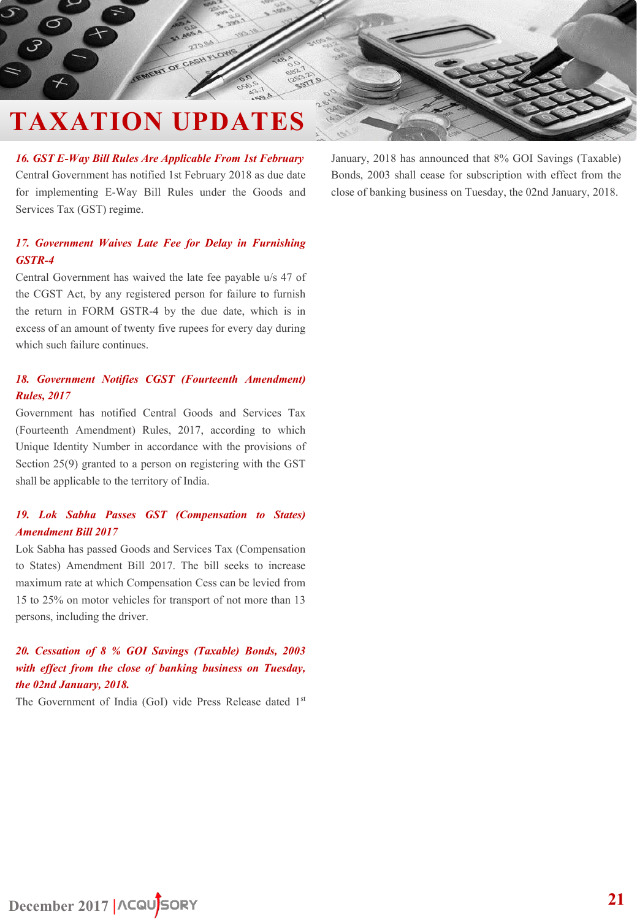# TAXATION UPDATES

### *16. GST E-Way Bill Rules Are Applicable From 1st February*

Central Government has notified 1st February 2018 as due date for implementing E-Way Bill Rules under the Goods and Services Tax (GST) regime.

### *17. Government Waives Late Fee for Delay in Furnishing GSTR-4*

Central Government has waived the late fee payable u/s 47 of the CGST Act, by any registered person for failure to furnish the return in FORM GSTR-4 by the due date, which is in excess of an amount of twenty five rupees for every day during which such failure continues.

### *18. Government Notifies CGST (Fourteenth Amendment) Rules, 2017*

Government has notified Central Goods and Services Tax (Fourteenth Amendment) Rules, 2017, according to which Unique Identity Number in accordance with the provisions of Section 25(9) granted to a person on registering with the GST shall be applicable to the territory of India.

### *19. Lok Sabha Passes GST (Compensation to States) Amendment Bill 2017*

Lok Sabha has passed Goods and Services Tax (Compensation to States) Amendment Bill 2017. The bill seeks to increase maximum rate at which Compensation Cess can be levied from 15 to 25% on motor vehicles for transport of not more than 13 persons, including the driver.

### *20. Cessation of 8 % GOI Savings (Taxable) Bonds, 2003 with effect from the close of banking business on Tuesday, the 02nd January, 2018.*

The Government of India (GoI) vide Press Release dated 1st January, 2018 has announced that 8% GOI Savings (Taxable) Bonds, 2003 shall cease for subscription with effect from the close of banking business on Tuesday, the 02nd January, 2018.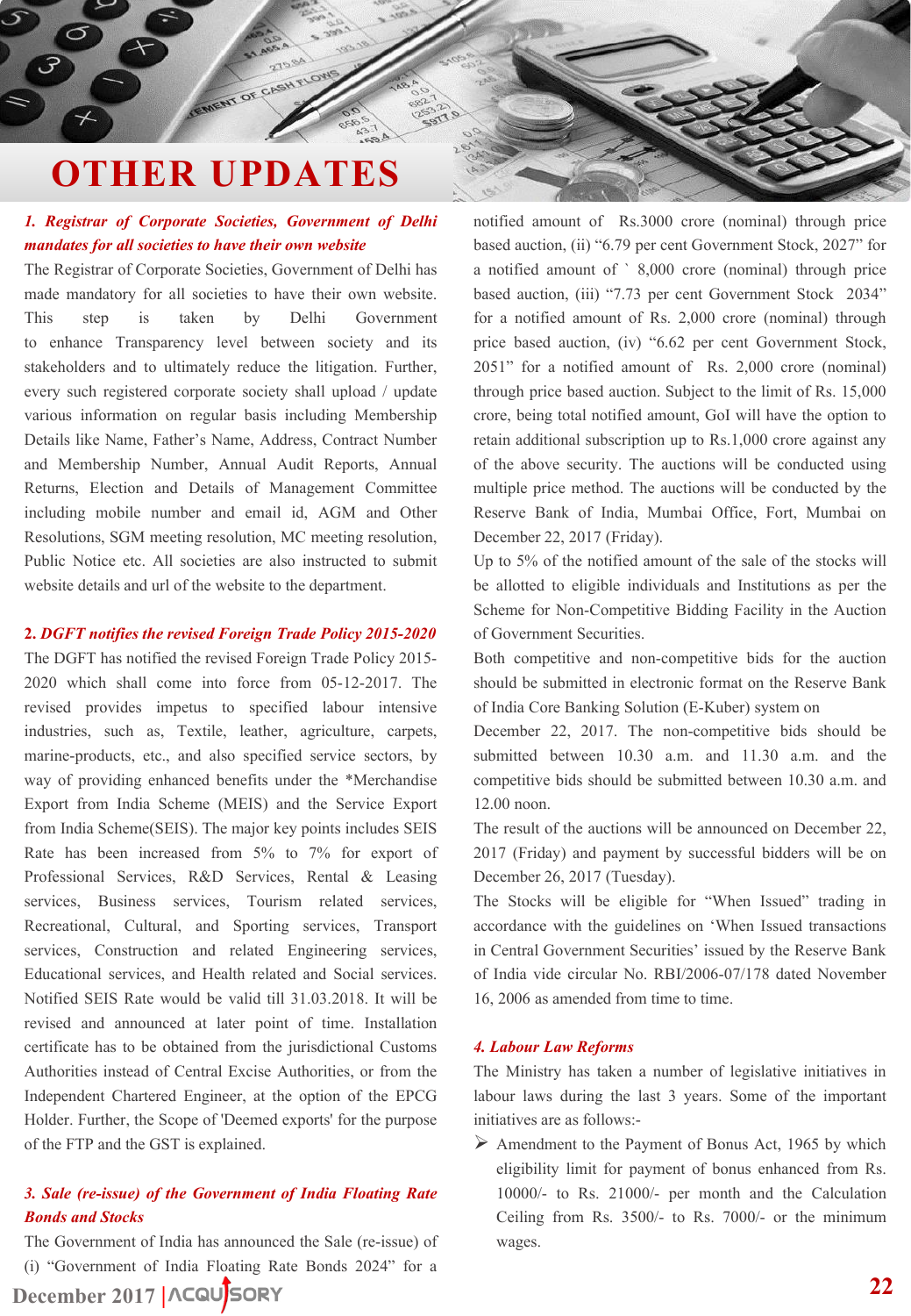# OTHER UPDATES

***1. Registrar of Corporate Societies, Government of Delhi mandates for all societies to have their own website***

The Registrar of Corporate Societies, Government of Delhi has made mandatory for all societies to have their own website. This step is taken by Delhi Government to enhance Transparency level between society and its stakeholders and to ultimately reduce the litigation. Further, every such registered corporate society shall upload / update various information on regular basis including Membership Details like Name, Father's Name, Address, Contract Number and Membership Number, Annual Audit Reports, Annual Returns, Election and Details of Management Committee including mobile number and email id, AGM and Other Resolutions, SGM meeting resolution, MC meeting resolution, Public Notice etc. All societies are also instructed to submit website details and url of the website to the department.

***2. DGFT notifies the revised Foreign Trade Policy 2015-2020***

The DGFT has notified the revised Foreign Trade Policy 2015-2020 which shall come into force from 05-12-2017. The revised provides impetus to specified labour intensive industries, such as, Textile, leather, agriculture, carpets, marine-products, etc., and also specified service sectors, by way of providing enhanced benefits under the *Merchandise Export from India Scheme (MEIS) and the Service Export from India Scheme(SEIS). The major key points includes SEIS Rate has been increased from 5% to 7% for export of Professional Services, R&D Services, Rental & Leasing services, Business services, Tourism related services, Recreational, Cultural, and Sporting services, Transport services, Construction and related Engineering services, Educational services, and Health related and Social services. Notified SEIS Rate would be valid till 31.03.2018. It will be revised and announced at later point of time. Installation certificate has to be obtained from the jurisdictional Customs Authorities instead of Central Excise Authorities, or from the Independent Chartered Engineer, at the option of the EPCG Holder. Further, the Scope of 'Deemed exports' for the purpose of the FTP and the GST is explained.

***3. Sale (re-issue) of the Government of India Floating Rate Bonds and Stocks***

The Government of India has announced the Sale (re-issue) of (i) "Government of India Floating Rate Bonds 2024" for a notified amount of Rs.3000 crore (nominal) through price based auction, (ii) "6.79 per cent Government Stock, 2027" for a notified amount of ` 8,000 crore (nominal) through price based auction, (iii) "7.73 per cent Government Stock 2034" for a notified amount of Rs. 2,000 crore (nominal) through price based auction, (iv) "6.62 per cent Government Stock, 2051" for a notified amount of Rs. 2,000 crore (nominal) through price based auction. Subject to the limit of Rs. 15,000 crore, being total notified amount, GoI will have the option to retain additional subscription up to Rs.1,000 crore against any of the above security. The auctions will be conducted using multiple price method. The auctions will be conducted by the Reserve Bank of India, Mumbai Office, Fort, Mumbai on December 22, 2017 (Friday).

Up to 5% of the notified amount of the sale of the stocks will be allotted to eligible individuals and Institutions as per the Scheme for Non-Competitive Bidding Facility in the Auction of Government Securities.

Both competitive and non-competitive bids for the auction should be submitted in electronic format on the Reserve Bank of India Core Banking Solution (E-Kuber) system on December 22, 2017. The non-competitive bids should be submitted between 10.30 a.m. and 11.30 a.m. and the competitive bids should be submitted between 10.30 a.m. and 12.00 noon.

The result of the auctions will be announced on December 22, 2017 (Friday) and payment by successful bidders will be on December 26, 2017 (Tuesday).

The Stocks will be eligible for "When Issued" trading in accordance with the guidelines on 'When Issued transactions in Central Government Securities' issued by the Reserve Bank of India vide circular No. RBI/2006-07/178 dated November 16, 2006 as amended from time to time.

***4. Labour Law Reforms***

The Ministry has taken a number of legislative initiatives in labour laws during the last 3 years. Some of the important initiatives are as follows:-

- Amendment to the Payment of Bonus Act, 1965 by which eligibility limit for payment of bonus enhanced from Rs. 10000/- to Rs. 21000/- per month and the Calculation Ceiling from Rs. 3500/- to Rs. 7000/- or the minimum wages.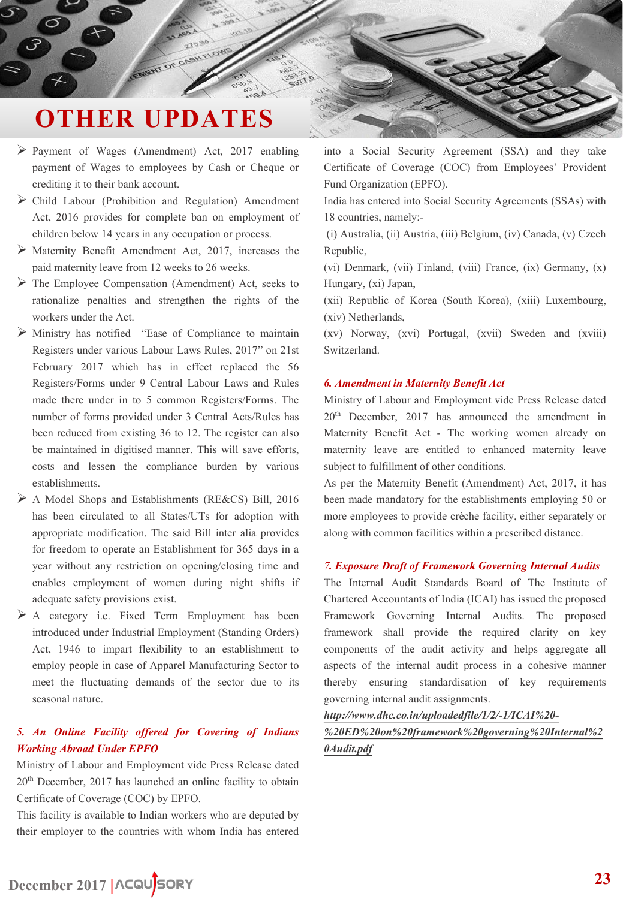# OTHER UPDATES

- Payment of Wages (Amendment) Act, 2017 enabling payment of Wages to employees by Cash or Cheque or crediting it to their bank account.
- Child Labour (Prohibition and Regulation) Amendment Act, 2016 provides for complete ban on employment of children below 14 years in any occupation or process.
- Maternity Benefit Amendment Act, 2017, increases the paid maternity leave from 12 weeks to 26 weeks.
- The Employee Compensation (Amendment) Act, seeks to rationalize penalties and strengthen the rights of the workers under the Act.
- Ministry has notified "Ease of Compliance to maintain Registers under various Labour Laws Rules, 2017" on 21st February 2017 which has in effect replaced the 56 Registers/Forms under 9 Central Labour Laws and Rules made there under in to 5 common Registers/Forms. The number of forms provided under 3 Central Acts/Rules has been reduced from existing 36 to 12. The register can also be maintained in digitised manner. This will save efforts, costs and lessen the compliance burden by various establishments.
- A Model Shops and Establishments (RE&CS) Bill, 2016 has been circulated to all States/UTs for adoption with appropriate modification. The said Bill inter alia provides for freedom to operate an Establishment for 365 days in a year without any restriction on opening/closing time and enables employment of women during night shifts if adequate safety provisions exist.
- A category i.e. Fixed Term Employment has been introduced under Industrial Employment (Standing Orders) Act, 1946 to impart flexibility to an establishment to employ people in case of Apparel Manufacturing Sector to meet the fluctuating demands of the sector due to its seasonal nature.

### *5. An Online Facility offered for Covering of Indians Working Abroad Under EPFO*

Ministry of Labour and Employment vide Press Release dated 20th December, 2017 has launched an online facility to obtain Certificate of Coverage (COC) by EPFO.

This facility is available to Indian workers who are deputed by their employer to the countries with whom India has entered into a Social Security Agreement (SSA) and they take Certificate of Coverage (COC) from Employees' Provident Fund Organization (EPFO).

India has entered into Social Security Agreements (SSAs) with 18 countries, namely:-

(i) Australia, (ii) Austria, (iii) Belgium, (iv) Canada, (v) Czech Republic,

(vi) Denmark, (vii) Finland, (viii) France, (ix) Germany, (x) Hungary, (xi) Japan,

(xii) Republic of Korea (South Korea), (xiii) Luxembourg, (xiv) Netherlands,

(xv) Norway, (xvi) Portugal, (xvii) Sweden and (xviii) Switzerland.

### *6. Amendment in Maternity Benefit Act*

Ministry of Labour and Employment vide Press Release dated 20th December, 2017 has announced the amendment in Maternity Benefit Act - The working women already on maternity leave are entitled to enhanced maternity leave subject to fulfillment of other conditions.

As per the Maternity Benefit (Amendment) Act, 2017, it has been made mandatory for the establishments employing 50 or more employees to provide crèche facility, either separately or along with common facilities within a prescribed distance.

### *7. Exposure Draft of Framework Governing Internal Audits*

The Internal Audit Standards Board of The Institute of Chartered Accountants of India (ICAI) has issued the proposed Framework Governing Internal Audits. The proposed framework shall provide the required clarity on key components of the audit activity and helps aggregate all aspects of the internal audit process in a cohesive manner thereby ensuring standardisation of key requirements governing internal audit assignments.

***http://www.dhc.co.in/uploadedfile/1/2/-1/ICAI%20-%20ED%20on%20framework%20governing%20Internal%20Audit.pdf***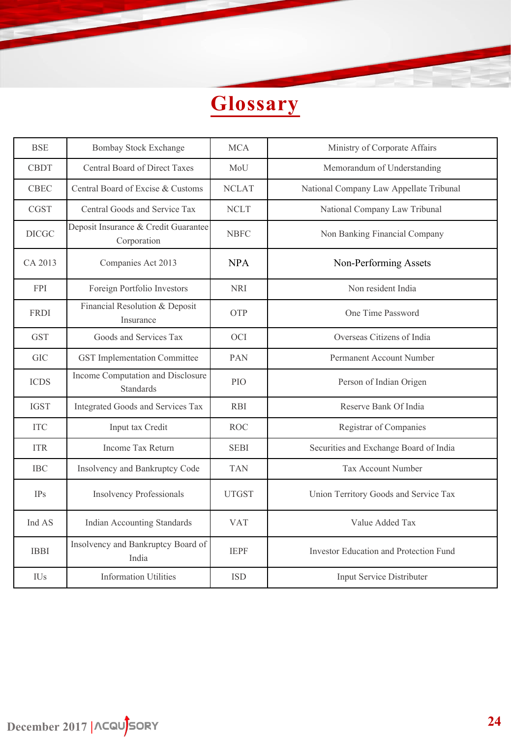# Glossary

| | | | |
|---|---|---|---|
| BSE | Bombay Stock Exchange | MCA | Ministry of Corporate Affairs |
| CBDT | Central Board of Direct Taxes | MoU | Memorandum of Understanding |
| CBEC | Central Board of Excise & Customs | NCLAT | National Company Law Appellate Tribunal |
| CGST | Central Goods and Service Tax | NCLT | National Company Law Tribunal |
| DICGC | Deposit Insurance & Credit Guarantee Corporation | NBFC | Non Banking Financial Company |
| CA 2013 | Companies Act 2013 | NPA | Non-Performing Assets |
| FPI | Foreign Portfolio Investors | NRI | Non resident India |
| FRDI | Financial Resolution & Deposit Insurance | OTP | One Time Password |
| GST | Goods and Services Tax | OCI | Overseas Citizens of India |
| GIC | GST Implementation Committee | PAN | Permanent Account Number |
| ICDS | Income Computation and Disclosure Standards | PIO | Person of Indian Origen |
| IGST | Integrated Goods and Services Tax | RBI | Reserve Bank Of India |
| ITC | Input tax Credit | ROC | Registrar of Companies |
| ITR | Income Tax Return | SEBI | Securities and Exchange Board of India |
| IBC | Insolvency and Bankruptcy Code | TAN | Tax Account Number |
| IPs | Insolvency Professionals | UTGST | Union Territory Goods and Service Tax |
| Ind AS | Indian Accounting Standards | VAT | Value Added Tax |
| IBBI | Insolvency and Bankruptcy Board of India | IEPF | Investor Education and Protection Fund |
| IUs | Information Utilities | ISD | Input Service Distributer |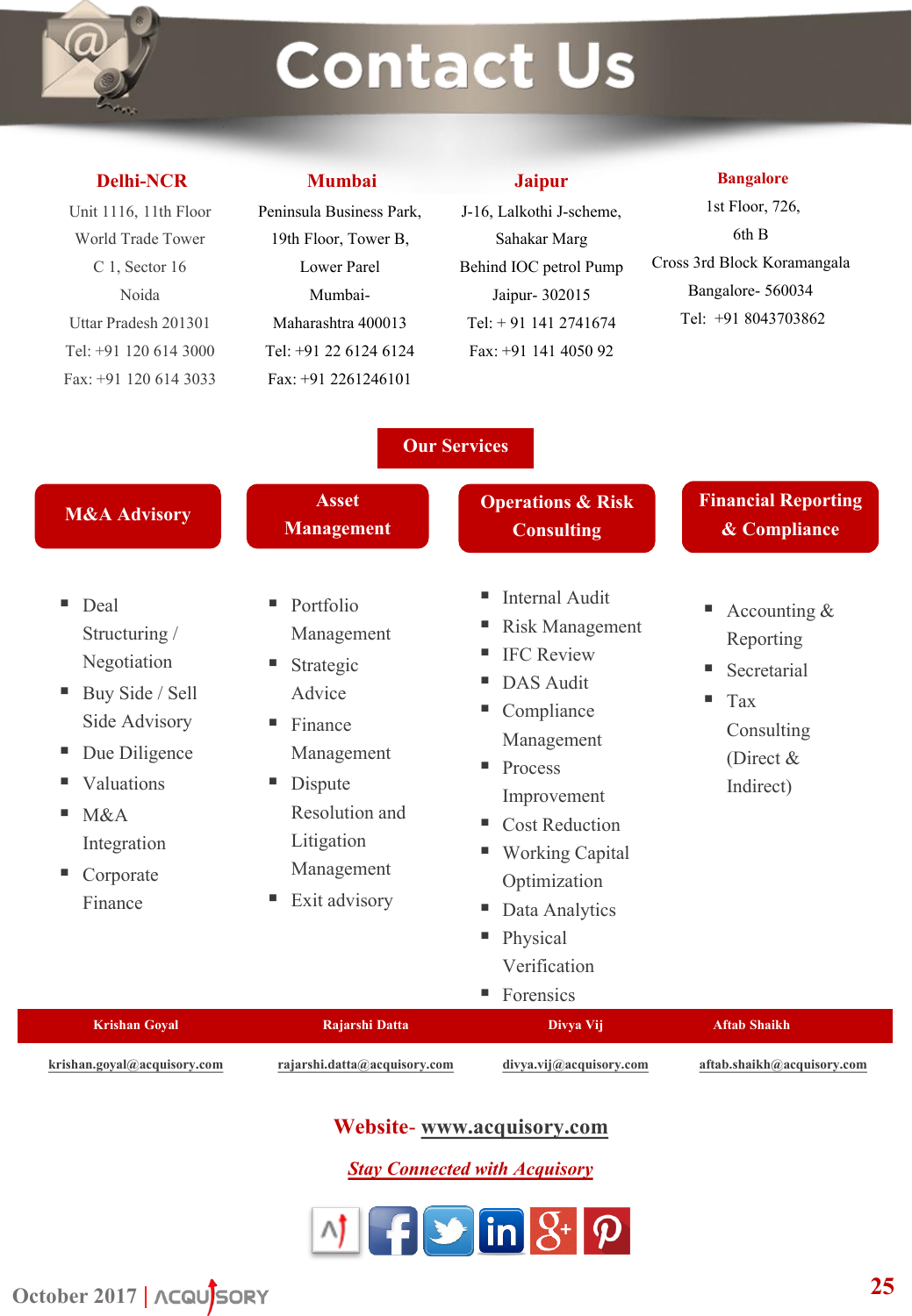# Contact Us

### Delhi-NCR

Unit 1116, 11th Floor
World Trade Tower
C 1, Sector 16
Noida
Uttar Pradesh 201301
Tel: +91 120 614 3000
Fax: +91 120 614 3033

### Mumbai

Peninsula Business Park,
19th Floor, Tower B,
Lower Parel
Mumbai-
Maharashtra 400013
Tel: +91 22 6124 6124
Fax: +91 2261246101

### Jaipur

J-16, Lalkothi J-scheme,
Sahakar Marg
Behind IOC petrol Pump
Jaipur- 302015
Tel: + 91 141 2741674
Fax: +91 141 4050 92

### Bangalore

1st Floor, 726,
6th B
Cross 3rd Block Koramangala
Bangalore- 560034
Tel: +91 8043703862

## Our Services

### M&A Advisory

- Deal Structuring / Negotiation
- Buy Side / Sell Side Advisory
- Due Diligence
- Valuations
- M&A Integration
- Corporate Finance

### Asset Management

- Portfolio Management
- Strategic Advice
- Finance Management
- Dispute Resolution and Litigation Management
- Exit advisory

### Operations & Risk Consulting

- Internal Audit
- Risk Management
- IFC Review
- DAS Audit
- Compliance Management
- Process Improvement
- Cost Reduction
- Working Capital Optimization
- Data Analytics
- Physical Verification
- Forensics

### Financial Reporting & Compliance

- Accounting & Reporting
- Secretarial
- Tax Consulting (Direct & Indirect)

| Krishan Goyal | Rajarshi Datta | Divya Vij | Aftab Shaikh |
|---|---|---|---|
| krishan.goyal@acquisory.com | rajarshi.datta@acquisory.com | divya.vij@acquisory.com | aftab.shaikh@acquisory.com |

**Website- www.acquisory.com**

***Stay Connected with Acquisory***